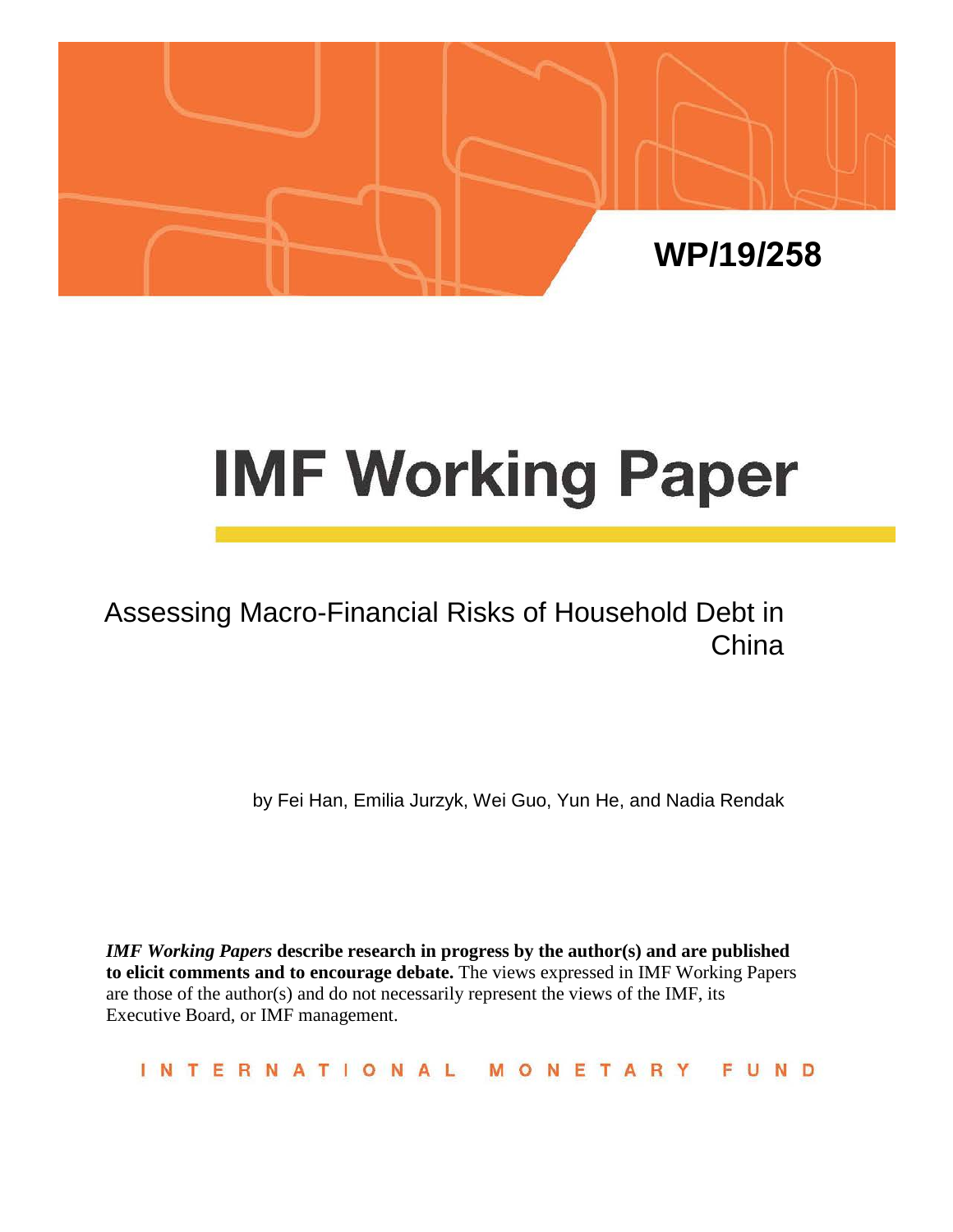WP/19/258

# IMF Working Paper

## Assessing Macro-Financial Risks of Household Debt in China

by Fei Han, Emilia Jurzyk, Wei Guo, Yun He, and Nadia Rendak

***IMF Working Papers*** **describe research in progress by the author(s) and are published to elicit comments and to encourage debate.** The views expressed in IMF Working Papers are those of the author(s) and do not necessarily represent the views of the IMF, its Executive Board, or IMF management.

INTERNATIONAL MONETARY FUND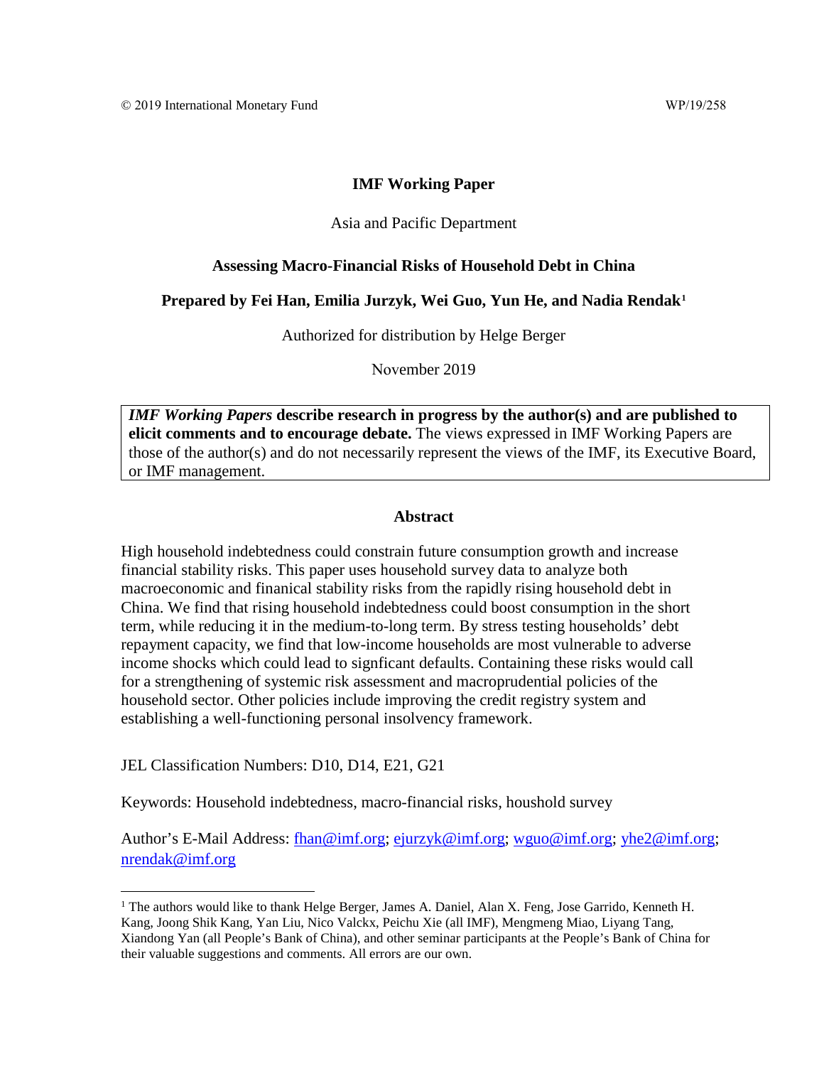© 2019 International Monetary Fund WP/19/258

**IMF Working Paper**

Asia and Pacific Department

**Assessing Macro-Financial Risks of Household Debt in China**

**Prepared by Fei Han, Emilia Jurzyk, Wei Guo, Yun He, and Nadia Rendak[1]**

Authorized for distribution by Helge Berger

November 2019

> ***IMF Working Papers*** **describe research in progress by the author(s) and are published to elicit comments and to encourage debate.** The views expressed in IMF Working Papers are those of the author(s) and do not necessarily represent the views of the IMF, its Executive Board, or IMF management.

**Abstract**

High household indebtedness could constrain future consumption growth and increase financial stability risks. This paper uses household survey data to analyze both macroeconomic and finanical stability risks from the rapidly rising household debt in China. We find that rising household indebtedness could boost consumption in the short term, while reducing it in the medium-to-long term. By stress testing households' debt repayment capacity, we find that low-income households are most vulnerable to adverse income shocks which could lead to signficant defaults. Containing these risks would call for a strengthening of systemic risk assessment and macroprudential policies of the household sector. Other policies include improving the credit registry system and establishing a well-functioning personal insolvency framework.

JEL Classification Numbers: D10, D14, E21, G21

Keywords: Household indebtedness, macro-financial risks, houshold survey

Author's E-Mail Address: fhan@imf.org; ejurzyk@imf.org; wguo@imf.org; yhe2@imf.org; nrendak@imf.org

---

[1] The authors would like to thank Helge Berger, James A. Daniel, Alan X. Feng, Jose Garrido, Kenneth H. Kang, Joong Shik Kang, Yan Liu, Nico Valckx, Peichu Xie (all IMF), Mengmeng Miao, Liyang Tang, Xiandong Yan (all People's Bank of China), and other seminar participants at the People's Bank of China for their valuable suggestions and comments. All errors are our own.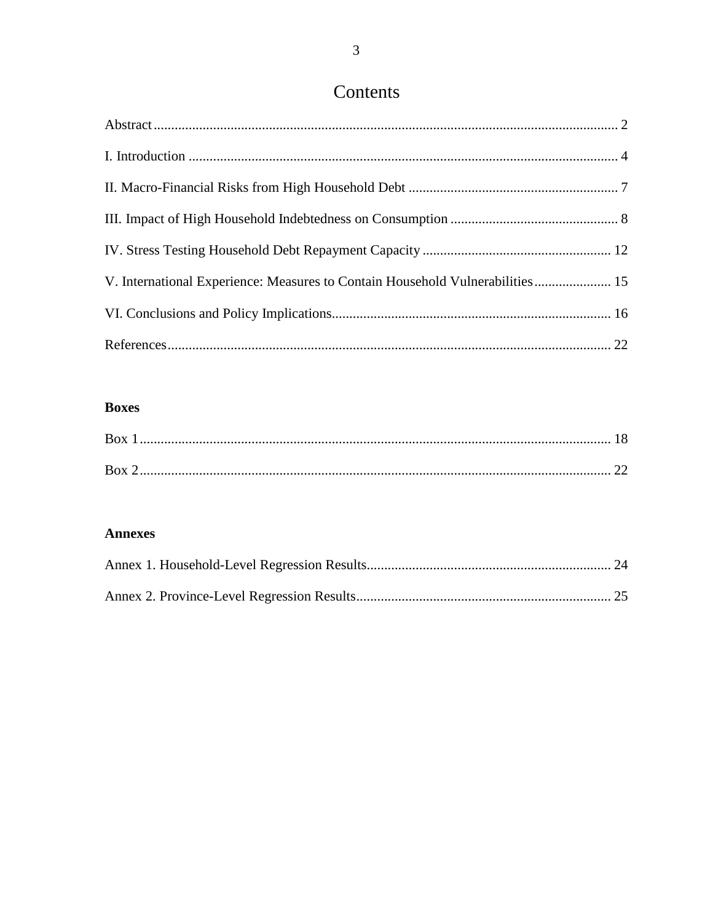# Contents

Abstract .................................................................................................................................... 2

I. Introduction .......................................................................................................................... 4

II. Macro-Financial Risks from High Household Debt ............................................................ 7

III. Impact of High Household Indebtedness on Consumption ................................................ 8

IV. Stress Testing Household Debt Repayment Capacity ...................................................... 12

V. International Experience: Measures to Contain Household Vulnerabilities ...................... 15

VI. Conclusions and Policy Implications ............................................................................... 16

References .............................................................................................................................. 22

**Boxes**

Box 1 ...................................................................................................................................... 18

Box 2 ...................................................................................................................................... 22

**Annexes**

Annex 1. Household-Level Regression Results ..................................................................... 24

Annex 2. Province-Level Regression Results ......................................................................... 25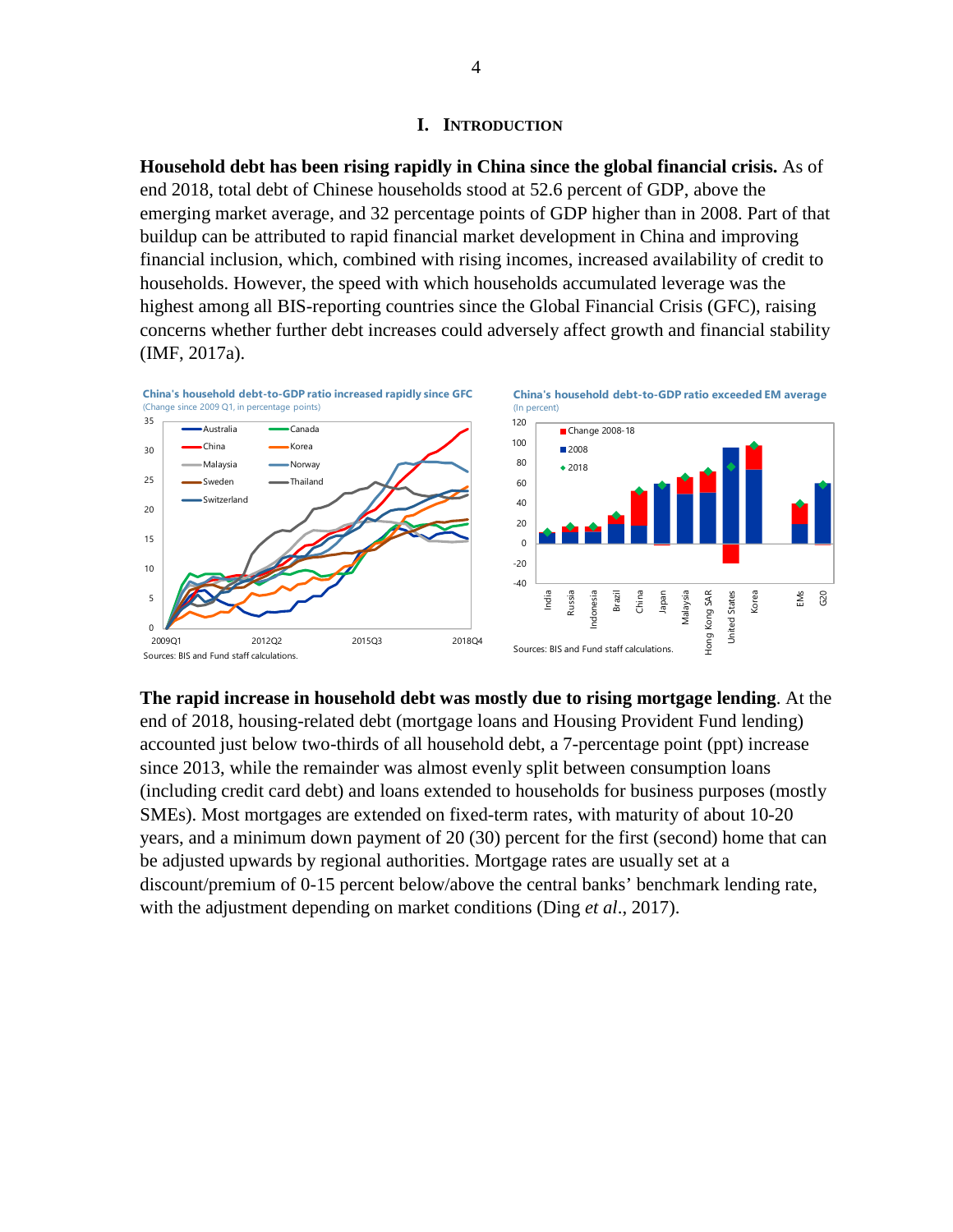# I. INTRODUCTION

**Household debt has been rising rapidly in China since the global financial crisis.** As of end 2018, total debt of Chinese households stood at 52.6 percent of GDP, above the emerging market average, and 32 percentage points of GDP higher than in 2008. Part of that buildup can be attributed to rapid financial market development in China and improving financial inclusion, which, combined with rising incomes, increased availability of credit to households. However, the speed with which households accumulated leverage was the highest among all BIS-reporting countries since the Global Financial Crisis (GFC), raising concerns whether further debt increases could adversely affect growth and financial stability (IMF, 2017a).

**China's household debt-to-GDP ratio increased rapidly since GFC**
(Change since 2009 Q1, in percentage points)

Sources: BIS and Fund staff calculations.

**China's household debt-to-GDP ratio exceeded EM average**
(In percent)

Sources: BIS and Fund staff calculations.

**The rapid increase in household debt was mostly due to rising mortgage lending**. At the end of 2018, housing-related debt (mortgage loans and Housing Provident Fund lending) accounted just below two-thirds of all household debt, a 7-percentage point (ppt) increase since 2013, while the remainder was almost evenly split between consumption loans (including credit card debt) and loans extended to households for business purposes (mostly SMEs). Most mortgages are extended on fixed-term rates, with maturity of about 10-20 years, and a minimum down payment of 20 (30) percent for the first (second) home that can be adjusted upwards by regional authorities. Mortgage rates are usually set at a discount/premium of 0-15 percent below/above the central banks' benchmark lending rate, with the adjustment depending on market conditions (Ding *et al*., 2017).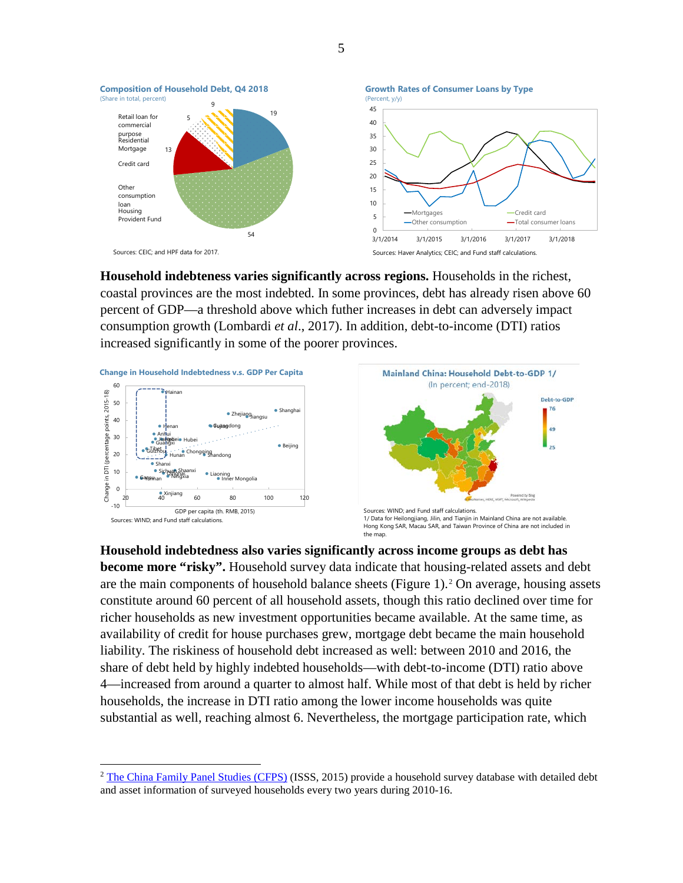**Composition of Household Debt, Q4 2018**
(Share in total, percent)

Sources: CEIC; and HPF data for 2017.

**Growth Rates of Consumer Loans by Type**
(Percent, y/y)

Sources: Haver Analytics; CEIC; and Fund staff calculations.

**Household indebteness varies significantly across regions.** Households in the richest, coastal provinces are the most indebted. In some provinces, debt has already risen above 60 percent of GDP—a threshold above which futher increases in debt can adversely impact consumption growth (Lombardi *et al*., 2017). In addition, debt-to-income (DTI) ratios increased significantly in some of the poorer provinces.

**Change in Household Indebtedness v.s. GDP Per Capita**

Sources: WIND; and Fund staff calculations.

**Mainland China: Household Debt-to-GDP 1/**
(In percent; end-2018)

Sources: WIND; and Fund staff calculations.
1/ Data for Heilongjiang, Jilin, and Tianjin in Mainland China are not available. Hong Kong SAR, Macau SAR, and Taiwan Province of China are not included in the map.

**Household indebtedness also varies significantly across income groups as debt has become more "risky".** Household survey data indicate that housing-related assets and debt are the main components of household balance sheets (Figure 1).[2] On average, housing assets constitute around 60 percent of all household assets, though this ratio declined over time for richer households as new investment opportunities became available. At the same time, as availability of credit for house purchases grew, mortgage debt became the main household liability. The riskiness of household debt increased as well: between 2010 and 2016, the share of debt held by highly indebted households—with debt-to-income (DTI) ratio above 4—increased from around a quarter to almost half. While most of that debt is held by richer households, the increase in DTI ratio among the lower income households was quite substantial as well, reaching almost 6. Nevertheless, the mortgage participation rate, which

[2] The China Family Panel Studies (CFPS) (ISSS, 2015) provide a household survey database with detailed debt and asset information of surveyed households every two years during 2010-16.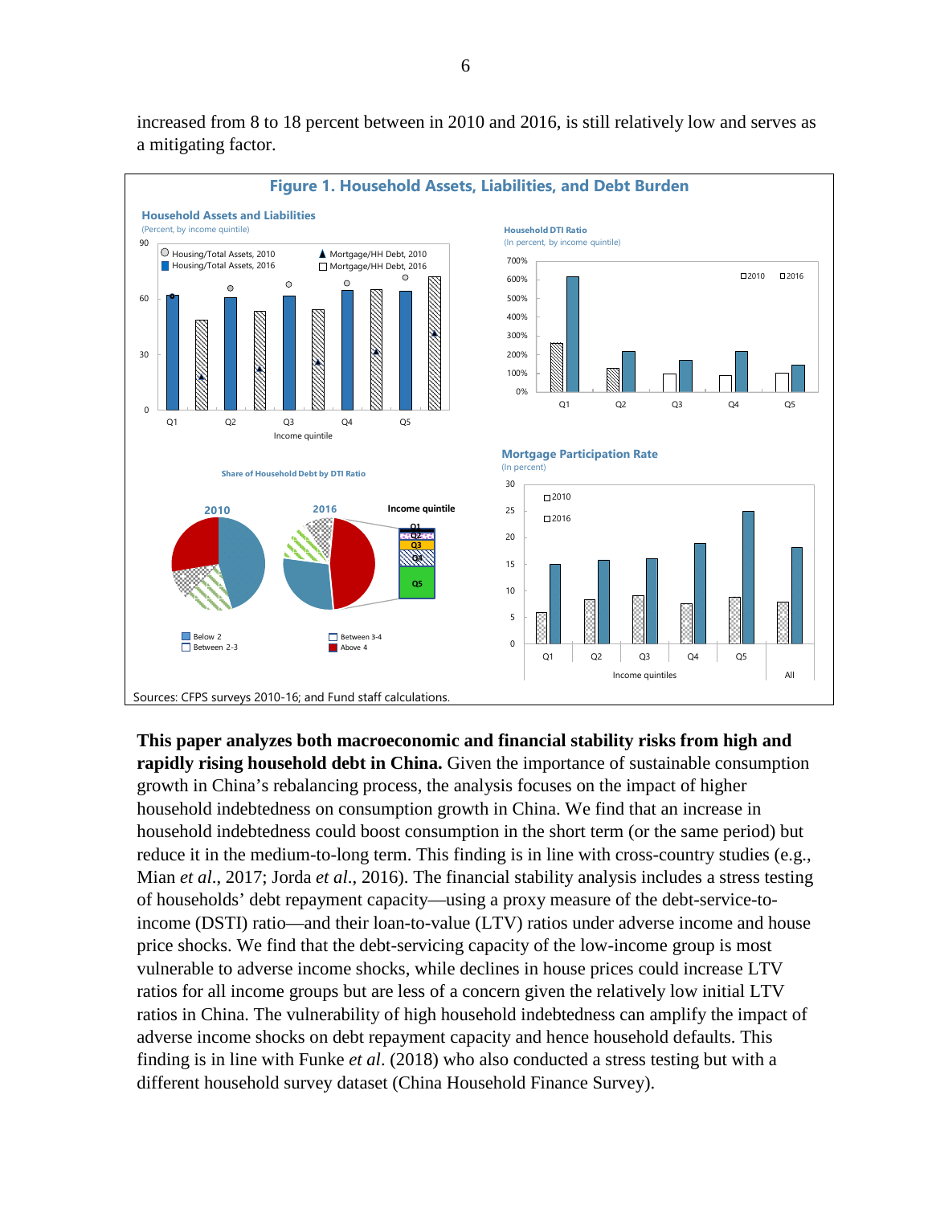increased from 8 to 18 percent between in 2010 and 2016, is still relatively low and serves as a mitigating factor.

**Figure 1. Household Assets, Liabilities, and Debt Burden**

Sources: CFPS surveys 2010-16; and Fund staff calculations.

**This paper analyzes both macroeconomic and financial stability risks from high and rapidly rising household debt in China.** Given the importance of sustainable consumption growth in China's rebalancing process, the analysis focuses on the impact of higher household indebtedness on consumption growth in China. We find that an increase in household indebtedness could boost consumption in the short term (or the same period) but reduce it in the medium-to-long term. This finding is in line with cross-country studies (e.g., Mian *et al*., 2017; Jorda *et al*., 2016). The financial stability analysis includes a stress testing of households' debt repayment capacity—using a proxy measure of the debt-service-to-income (DSTI) ratio—and their loan-to-value (LTV) ratios under adverse income and house price shocks. We find that the debt-servicing capacity of the low-income group is most vulnerable to adverse income shocks, while declines in house prices could increase LTV ratios for all income groups but are less of a concern given the relatively low initial LTV ratios in China. The vulnerability of high household indebtedness can amplify the impact of adverse income shocks on debt repayment capacity and hence household defaults. This finding is in line with Funke *et al*. (2018) who also conducted a stress testing but with a different household survey dataset (China Household Finance Survey).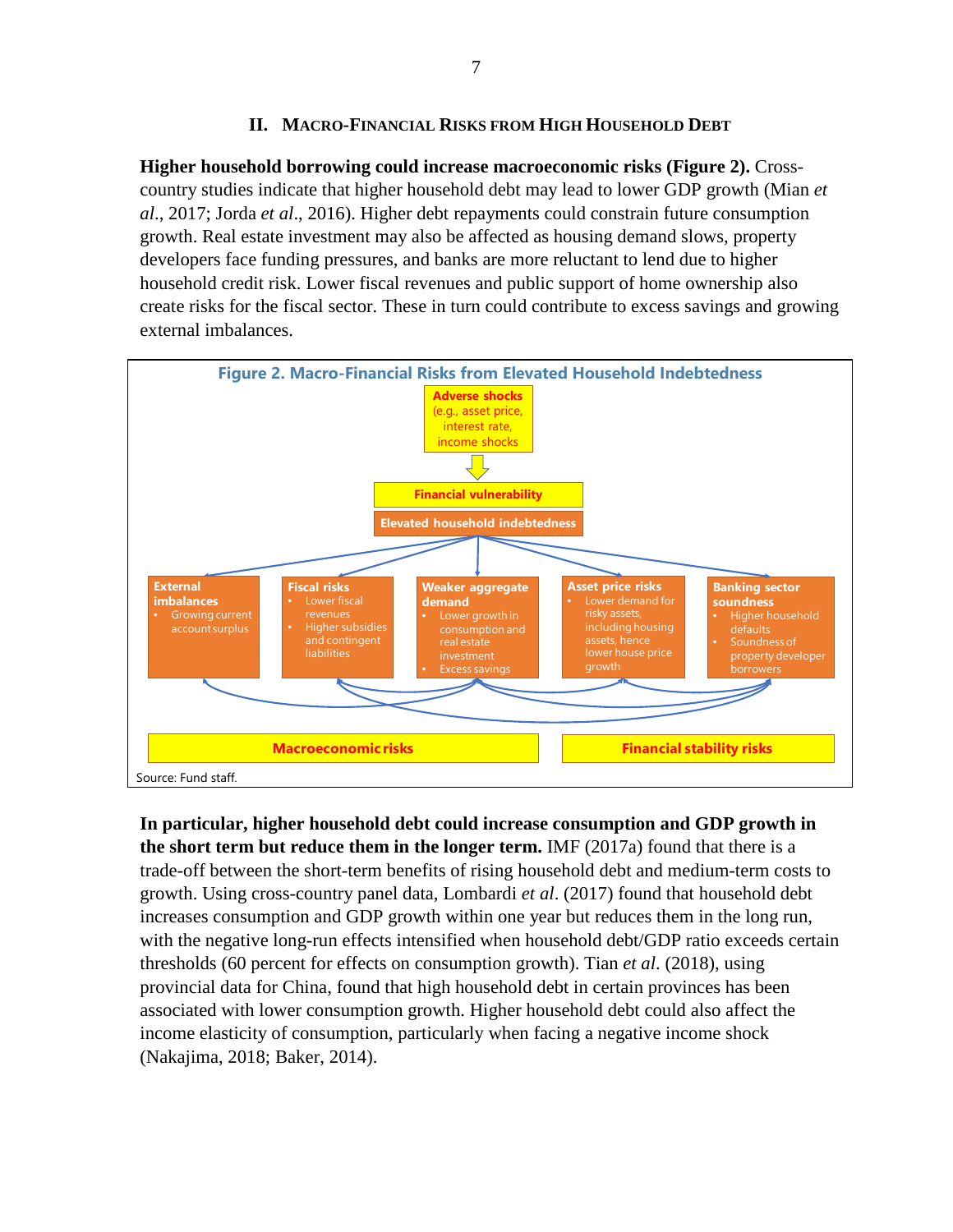## II. Macro-Financial Risks from High Household Debt

**Higher household borrowing could increase macroeconomic risks (Figure 2).** Cross-country studies indicate that higher household debt may lead to lower GDP growth (Mian *et al*., 2017; Jorda *et al*., 2016). Higher debt repayments could constrain future consumption growth. Real estate investment may also be affected as housing demand slows, property developers face funding pressures, and banks are more reluctant to lend due to higher household credit risk. Lower fiscal revenues and public support of home ownership also create risks for the fiscal sector. These in turn could contribute to excess savings and growing external imbalances.

**Figure 2. Macro-Financial Risks from Elevated Household Indebtedness**

**Adverse shocks** (e.g., asset price, interest rate, income shocks)

↓

**Financial vulnerability**

**Elevated household indebtedness**

- **External imbalances**
  - Growing current account surplus
- **Fiscal risks**
  - Lower fiscal revenues
  - Higher subsidies and contingent liabilities
- **Weaker aggregate demand**
  - Lower growth in consumption and real estate investment
  - Excess savings
- **Asset price risks**
  - Lower demand for risky assets, including housing assets, hence lower house price growth
- **Banking sector soundness**
  - Higher household defaults
  - Soundness of property developer borrowers

**Macroeconomic risks** | **Financial stability risks**

Source: Fund staff.

**In particular, higher household debt could increase consumption and GDP growth in the short term but reduce them in the longer term.** IMF (2017a) found that there is a trade-off between the short-term benefits of rising household debt and medium-term costs to growth. Using cross-country panel data, Lombardi *et al*. (2017) found that household debt increases consumption and GDP growth within one year but reduces them in the long run, with the negative long-run effects intensified when household debt/GDP ratio exceeds certain thresholds (60 percent for effects on consumption growth). Tian *et al*. (2018), using provincial data for China, found that high household debt in certain provinces has been associated with lower consumption growth. Higher household debt could also affect the income elasticity of consumption, particularly when facing a negative income shock (Nakajima, 2018; Baker, 2014).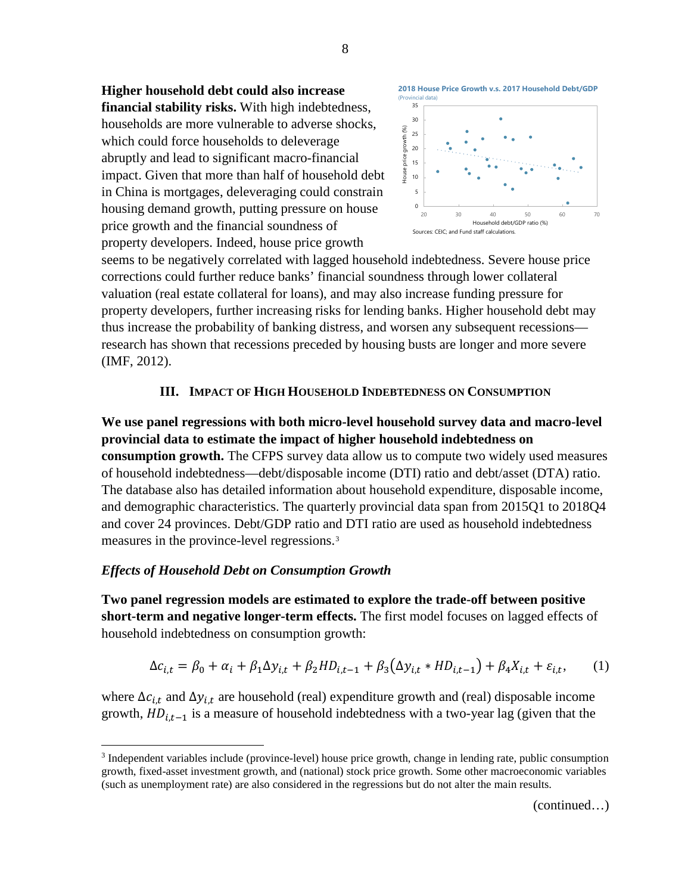**Higher household debt could also increase financial stability risks.** With high indebtedness, households are more vulnerable to adverse shocks, which could force households to deleverage abruptly and lead to significant macro-financial impact. Given that more than half of household debt in China is mortgages, deleveraging could constrain housing demand growth, putting pressure on house price growth and the financial soundness of property developers. Indeed, house price growth seems to be negatively correlated with lagged household indebtedness. Severe house price corrections could further reduce banks' financial soundness through lower collateral valuation (real estate collateral for loans), and may also increase funding pressure for property developers, further increasing risks for lending banks. Higher household debt may thus increase the probability of banking distress, and worsen any subsequent recessions—research has shown that recessions preceded by housing busts are longer and more severe (IMF, 2012).

**2018 House Price Growth v.s. 2017 Household Debt/GDP**
(Provincial data)

Sources: CEIC; and Fund staff calculations.

## III. IMPACT OF HIGH HOUSEHOLD INDEBTEDNESS ON CONSUMPTION

**We use panel regressions with both micro-level household survey data and macro-level provincial data to estimate the impact of higher household indebtedness on consumption growth.** The CFPS survey data allow us to compute two widely used measures of household indebtedness—debt/disposable income (DTI) ratio and debt/asset (DTA) ratio. The database also has detailed information about household expenditure, disposable income, and demographic characteristics. The quarterly provincial data span from 2015Q1 to 2018Q4 and cover 24 provinces. Debt/GDP ratio and DTI ratio are used as household indebtedness measures in the province-level regressions.[3]

### *Effects of Household Debt on Consumption Growth*

**Two panel regression models are estimated to explore the trade-off between positive short-term and negative longer-term effects.** The first model focuses on lagged effects of household indebtedness on consumption growth:

$$\Delta c_{i,t} = \beta_0 + \alpha_i + \beta_1 \Delta y_{i,t} + \beta_2 HD_{i,t-1} + \beta_3 (\Delta y_{i,t} * HD_{i,t-1}) + \beta_4 X_{i,t} + \varepsilon_{i,t}, \qquad (1)$$

where $\Delta c_{i,t}$ and $\Delta y_{i,t}$ are household (real) expenditure growth and (real) disposable income growth, $HD_{i,t-1}$ is a measure of household indebtedness with a two-year lag (given that the

---

[3] Independent variables include (province-level) house price growth, change in lending rate, public consumption growth, fixed-asset investment growth, and (national) stock price growth. Some other macroeconomic variables (such as unemployment rate) are also considered in the regressions but do not alter the main results.

(continued…)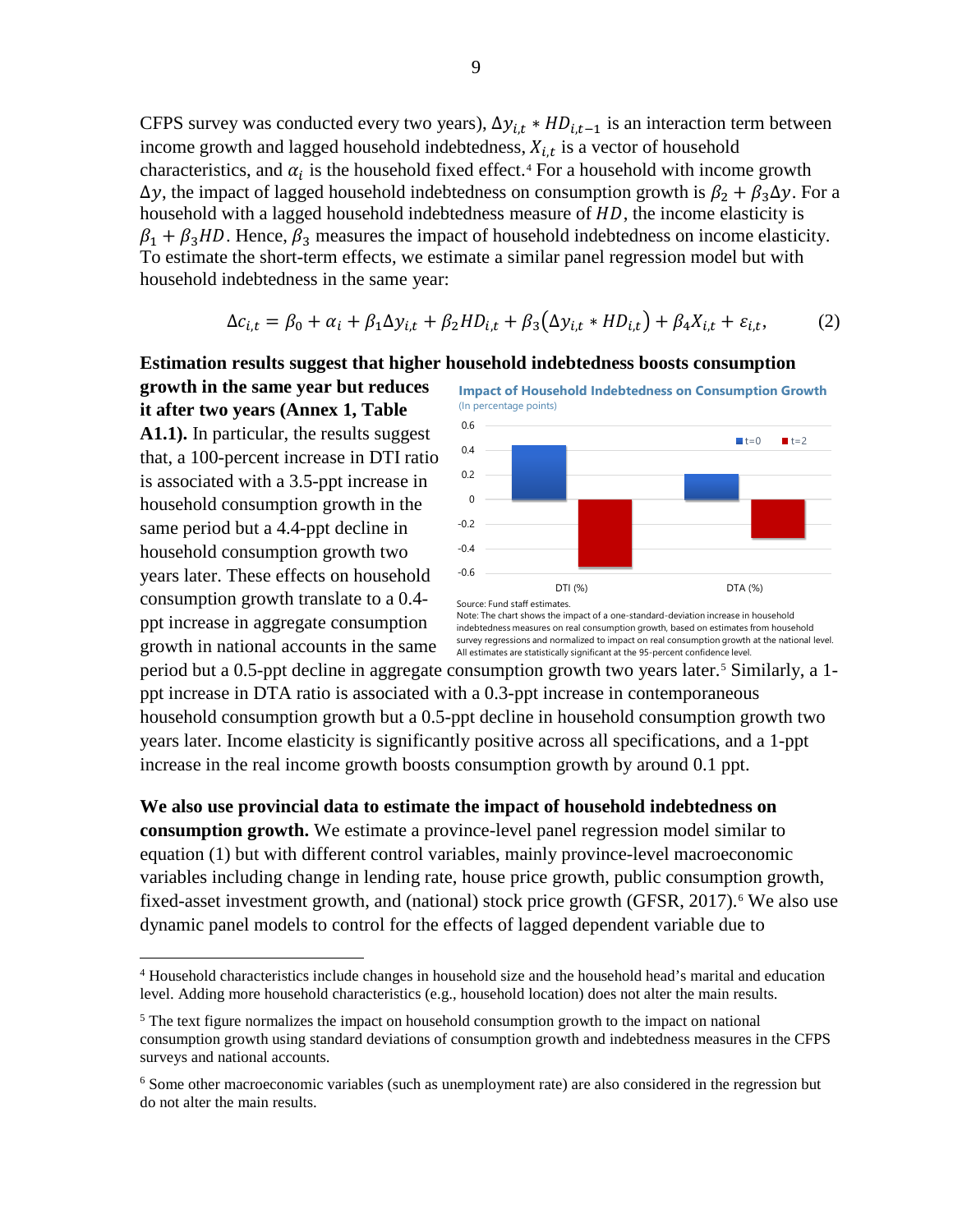CFPS survey was conducted every two years), $\Delta y_{i,t} * HD_{i,t-1}$ is an interaction term between income growth and lagged household indebtedness, $X_{i,t}$ is a vector of household characteristics, and $\alpha_i$ is the household fixed effect.[4] For a household with income growth $\Delta y$, the impact of lagged household indebtedness on consumption growth is $\beta_2 + \beta_3 \Delta y$. For a household with a lagged household indebtedness measure of $HD$, the income elasticity is $\beta_1 + \beta_3 HD$. Hence, $\beta_3$ measures the impact of household indebtedness on income elasticity. To estimate the short-term effects, we estimate a similar panel regression model but with household indebtedness in the same year:

$$\Delta c_{i,t} = \beta_0 + \alpha_i + \beta_1 \Delta y_{i,t} + \beta_2 HD_{i,t} + \beta_3 \left(\Delta y_{i,t} * HD_{i,t}\right) + \beta_4 X_{i,t} + \varepsilon_{i,t}, \quad (2)$$

**Estimation results suggest that higher household indebtedness boosts consumption growth in the same year but reduces it after two years (Annex 1, Table A1.1).** In particular, the results suggest that, a 100-percent increase in DTI ratio is associated with a 3.5-ppt increase in household consumption growth in the same period but a 4.4-ppt decline in household consumption growth two years later. These effects on household consumption growth translate to a 0.4-ppt increase in aggregate consumption growth in national accounts in the same period but a 0.5-ppt decline in aggregate consumption growth two years later.[5] Similarly, a 1-ppt increase in DTA ratio is associated with a 0.3-ppt increase in contemporaneous household consumption growth but a 0.5-ppt decline in household consumption growth two years later. Income elasticity is significantly positive across all specifications, and a 1-ppt increase in the real income growth boosts consumption growth by around 0.1 ppt.

**Impact of Household Indebtedness on Consumption Growth**
(In percentage points)

| | t=0 | t=2 |
|---|---|---|
| DTI (%) | 0.44 | -0.55 |
| DTA (%) | 0.2 | -0.31 |

Source: Fund staff estimates.
Note: The chart shows the impact of a one-standard-deviation increase in household indebtedness measures on real consumption growth, based on estimates from household survey regressions and normalized to impact on real consumption growth at the national level. All estimates are statistically significant at the 95-percent confidence level.

**We also use provincial data to estimate the impact of household indebtedness on consumption growth.** We estimate a province-level panel regression model similar to equation (1) but with different control variables, mainly province-level macroeconomic variables including change in lending rate, house price growth, public consumption growth, fixed-asset investment growth, and (national) stock price growth (GFSR, 2017).[6] We also use dynamic panel models to control for the effects of lagged dependent variable due to

---

[4] Household characteristics include changes in household size and the household head's marital and education level. Adding more household characteristics (e.g., household location) does not alter the main results.

[5] The text figure normalizes the impact on household consumption growth to the impact on national consumption growth using standard deviations of consumption growth and indebtedness measures in the CFPS surveys and national accounts.

[6] Some other macroeconomic variables (such as unemployment rate) are also considered in the regression but do not alter the main results.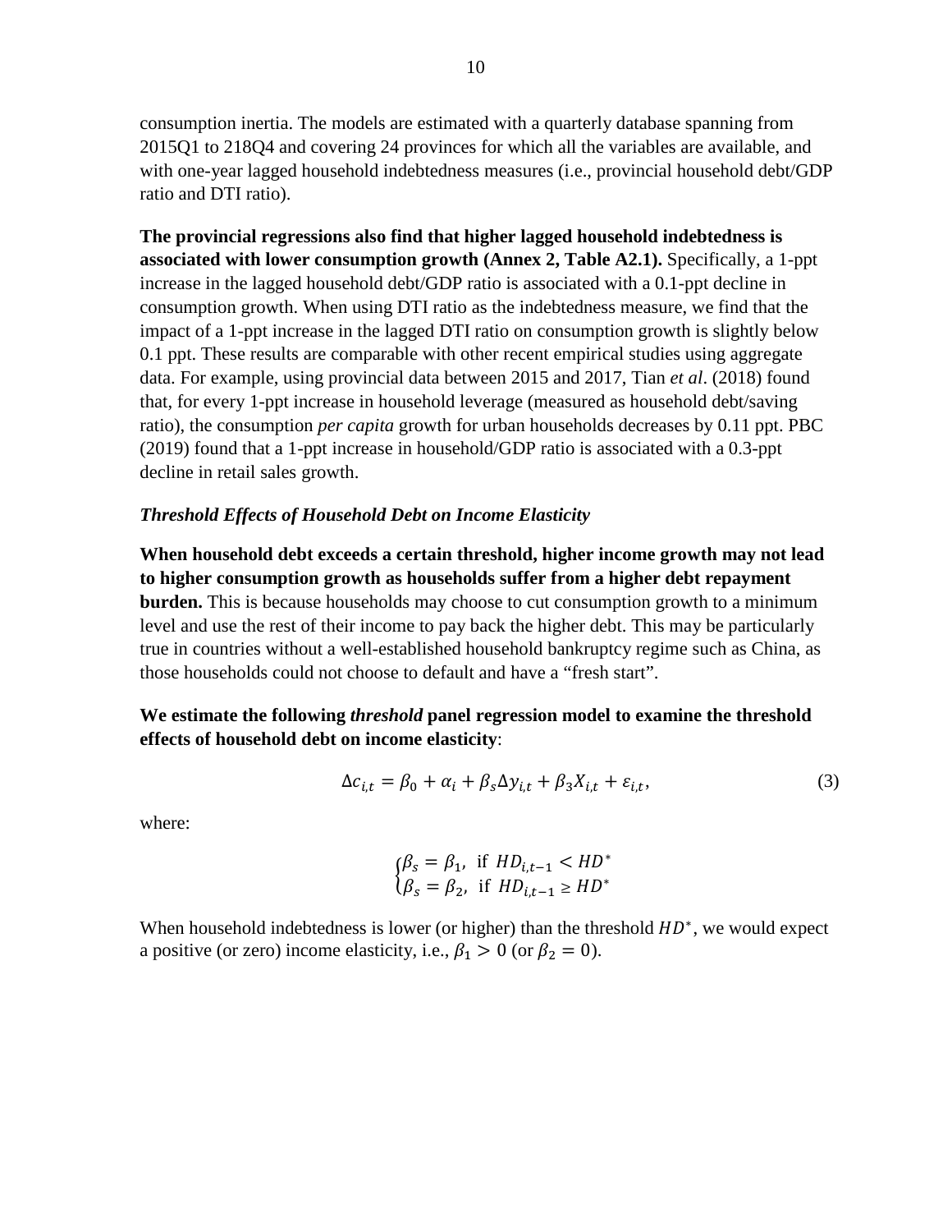consumption inertia. The models are estimated with a quarterly database spanning from 2015Q1 to 218Q4 and covering 24 provinces for which all the variables are available, and with one-year lagged household indebtedness measures (i.e., provincial household debt/GDP ratio and DTI ratio).

**The provincial regressions also find that higher lagged household indebtedness is associated with lower consumption growth (Annex 2, Table A2.1).** Specifically, a 1-ppt increase in the lagged household debt/GDP ratio is associated with a 0.1-ppt decline in consumption growth. When using DTI ratio as the indebtedness measure, we find that the impact of a 1-ppt increase in the lagged DTI ratio on consumption growth is slightly below 0.1 ppt. These results are comparable with other recent empirical studies using aggregate data. For example, using provincial data between 2015 and 2017, Tian *et al*. (2018) found that, for every 1-ppt increase in household leverage (measured as household debt/saving ratio), the consumption *per capita* growth for urban households decreases by 0.11 ppt. PBC (2019) found that a 1-ppt increase in household/GDP ratio is associated with a 0.3-ppt decline in retail sales growth.

### *Threshold Effects of Household Debt on Income Elasticity*

**When household debt exceeds a certain threshold, higher income growth may not lead to higher consumption growth as households suffer from a higher debt repayment burden.** This is because households may choose to cut consumption growth to a minimum level and use the rest of their income to pay back the higher debt. This may be particularly true in countries without a well-established household bankruptcy regime such as China, as those households could not choose to default and have a "fresh start".

**We estimate the following *threshold* panel regression model to examine the threshold effects of household debt on income elasticity**:

$$\Delta c_{i,t} = \beta_0 + \alpha_i + \beta_s \Delta y_{i,t} + \beta_3 X_{i,t} + \varepsilon_{i,t}, \tag{3}$$

where:

$$\begin{cases} \beta_s = \beta_1, \text{ if } HD_{i,t-1} < HD^* \\ \beta_s = \beta_2, \text{ if } HD_{i,t-1} \geq HD^* \end{cases}$$

When household indebtedness is lower (or higher) than the threshold $HD^*$, we would expect a positive (or zero) income elasticity, i.e., $\beta_1 > 0$ (or $\beta_2 = 0$).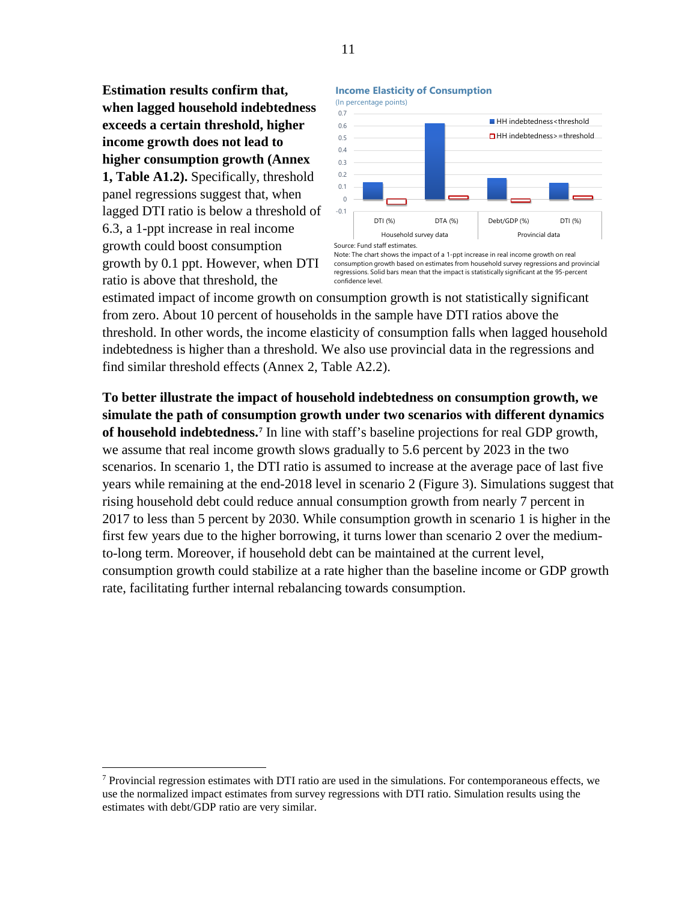**Estimation results confirm that, when lagged household indebtedness exceeds a certain threshold, higher income growth does not lead to higher consumption growth (Annex 1, Table A1.2).** Specifically, threshold panel regressions suggest that, when lagged DTI ratio is below a threshold of 6.3, a 1-ppt increase in real income growth could boost consumption growth by 0.1 ppt. However, when DTI ratio is above that threshold, the estimated impact of income growth on consumption growth is not statistically significant from zero. About 10 percent of households in the sample have DTI ratios above the threshold. In other words, the income elasticity of consumption falls when lagged household indebtedness is higher than a threshold. We also use provincial data in the regressions and find similar threshold effects (Annex 2, Table A2.2).

**Income Elasticity of Consumption**
(In percentage points)

Source: Fund staff estimates.
Note: The chart shows the impact of a 1-ppt increase in real income growth on real consumption growth based on estimates from household survey regressions and provincial regressions. Solid bars mean that the impact is statistically significant at the 95-percent confidence level.

**To better illustrate the impact of household indebtedness on consumption growth, we simulate the path of consumption growth under two scenarios with different dynamics of household indebtedness.**[7] In line with staff's baseline projections for real GDP growth, we assume that real income growth slows gradually to 5.6 percent by 2023 in the two scenarios. In scenario 1, the DTI ratio is assumed to increase at the average pace of last five years while remaining at the end-2018 level in scenario 2 (Figure 3). Simulations suggest that rising household debt could reduce annual consumption growth from nearly 7 percent in 2017 to less than 5 percent by 2030. While consumption growth in scenario 1 is higher in the first few years due to the higher borrowing, it turns lower than scenario 2 over the medium-to-long term. Moreover, if household debt can be maintained at the current level, consumption growth could stabilize at a rate higher than the baseline income or GDP growth rate, facilitating further internal rebalancing towards consumption.

[7] Provincial regression estimates with DTI ratio are used in the simulations. For contemporaneous effects, we use the normalized impact estimates from survey regressions with DTI ratio. Simulation results using the estimates with debt/GDP ratio are very similar.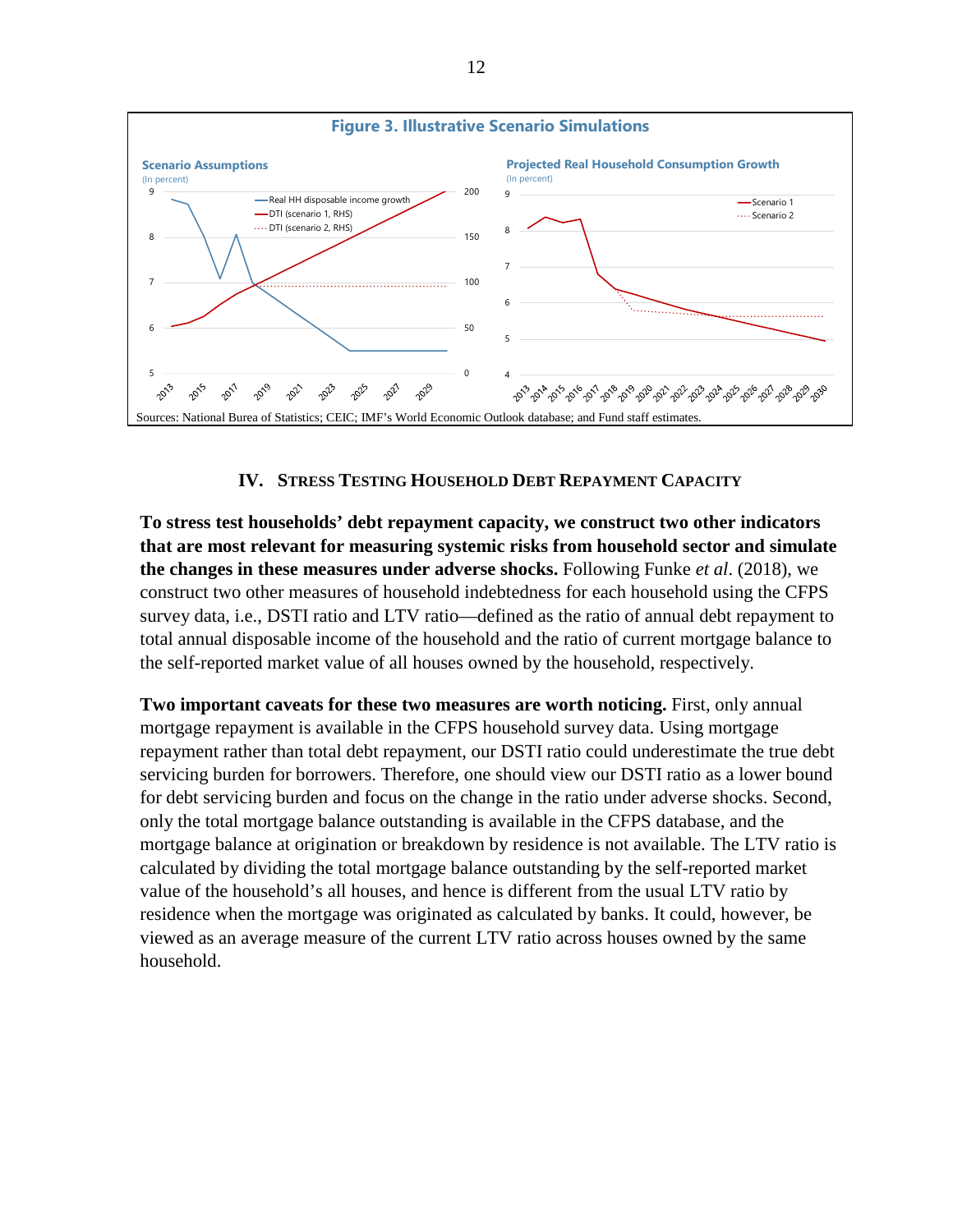**Figure 3. Illustrative Scenario Simulations**

Sources: National Burea of Statistics; CEIC; IMF's World Economic Outlook database; and Fund staff estimates.

## IV. Stress Testing Household Debt Repayment Capacity

**To stress test households' debt repayment capacity, we construct two other indicators that are most relevant for measuring systemic risks from household sector and simulate the changes in these measures under adverse shocks.** Following Funke *et al*. (2018), we construct two other measures of household indebtedness for each household using the CFPS survey data, i.e., DSTI ratio and LTV ratio—defined as the ratio of annual debt repayment to total annual disposable income of the household and the ratio of current mortgage balance to the self-reported market value of all houses owned by the household, respectively.

**Two important caveats for these two measures are worth noticing.** First, only annual mortgage repayment is available in the CFPS household survey data. Using mortgage repayment rather than total debt repayment, our DSTI ratio could underestimate the true debt servicing burden for borrowers. Therefore, one should view our DSTI ratio as a lower bound for debt servicing burden and focus on the change in the ratio under adverse shocks. Second, only the total mortgage balance outstanding is available in the CFPS database, and the mortgage balance at origination or breakdown by residence is not available. The LTV ratio is calculated by dividing the total mortgage balance outstanding by the self-reported market value of the household's all houses, and hence is different from the usual LTV ratio by residence when the mortgage was originated as calculated by banks. It could, however, be viewed as an average measure of the current LTV ratio across houses owned by the same household.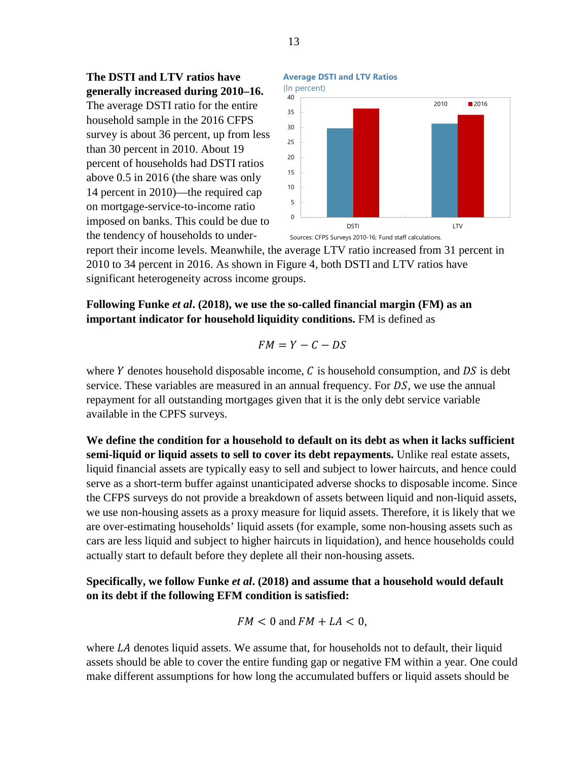**The DSTI and LTV ratios have generally increased during 2010–16.** The average DSTI ratio for the entire household sample in the 2016 CFPS survey is about 36 percent, up from less than 30 percent in 2010. About 19 percent of households had DSTI ratios above 0.5 in 2016 (the share was only 14 percent in 2010)—the required cap on mortgage-service-to-income ratio imposed on banks. This could be due to the tendency of households to under-report their income levels. Meanwhile, the average LTV ratio increased from 31 percent in 2010 to 34 percent in 2016. As shown in Figure 4, both DSTI and LTV ratios have significant heterogeneity across income groups.

**Average DSTI and LTV Ratios**
(In percent)

Sources: CFPS Surveys 2010-16; Fund staff calculations.

**Following Funke *et al*. (2018), we use the so-called financial margin (FM) as an important indicator for household liquidity conditions.** FM is defined as

$$FM = Y - C - DS$$

where $Y$ denotes household disposable income, $C$ is household consumption, and $DS$ is debt service. These variables are measured in an annual frequency. For $DS$, we use the annual repayment for all outstanding mortgages given that it is the only debt service variable available in the CPFS surveys.

**We define the condition for a household to default on its debt as when it lacks sufficient semi-liquid or liquid assets to sell to cover its debt repayments.** Unlike real estate assets, liquid financial assets are typically easy to sell and subject to lower haircuts, and hence could serve as a short-term buffer against unanticipated adverse shocks to disposable income. Since the CFPS surveys do not provide a breakdown of assets between liquid and non-liquid assets, we use non-housing assets as a proxy measure for liquid assets. Therefore, it is likely that we are over-estimating households' liquid assets (for example, some non-housing assets such as cars are less liquid and subject to higher haircuts in liquidation), and hence households could actually start to default before they deplete all their non-housing assets.

**Specifically, we follow Funke *et al*. (2018) and assume that a household would default on its debt if the following EFM condition is satisfied:**

$$FM < 0 \text{ and } FM + LA < 0,$$

where $LA$ denotes liquid assets. We assume that, for households not to default, their liquid assets should be able to cover the entire funding gap or negative FM within a year. One could make different assumptions for how long the accumulated buffers or liquid assets should be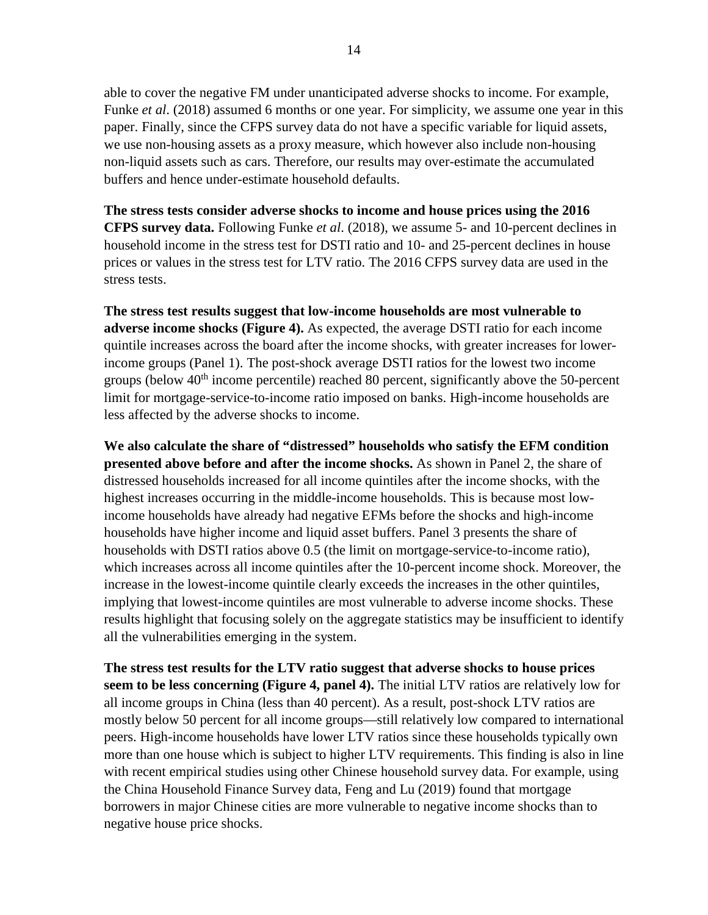able to cover the negative FM under unanticipated adverse shocks to income. For example, Funke *et al*. (2018) assumed 6 months or one year. For simplicity, we assume one year in this paper. Finally, since the CFPS survey data do not have a specific variable for liquid assets, we use non-housing assets as a proxy measure, which however also include non-housing non-liquid assets such as cars. Therefore, our results may over-estimate the accumulated buffers and hence under-estimate household defaults.

**The stress tests consider adverse shocks to income and house prices using the 2016 CFPS survey data.** Following Funke *et al*. (2018), we assume 5- and 10-percent declines in household income in the stress test for DSTI ratio and 10- and 25-percent declines in house prices or values in the stress test for LTV ratio. The 2016 CFPS survey data are used in the stress tests.

**The stress test results suggest that low-income households are most vulnerable to adverse income shocks (Figure 4).** As expected, the average DSTI ratio for each income quintile increases across the board after the income shocks, with greater increases for lower-income groups (Panel 1). The post-shock average DSTI ratios for the lowest two income groups (below 40th income percentile) reached 80 percent, significantly above the 50-percent limit for mortgage-service-to-income ratio imposed on banks. High-income households are less affected by the adverse shocks to income.

**We also calculate the share of "distressed" households who satisfy the EFM condition presented above before and after the income shocks.** As shown in Panel 2, the share of distressed households increased for all income quintiles after the income shocks, with the highest increases occurring in the middle-income households. This is because most low-income households have already had negative EFMs before the shocks and high-income households have higher income and liquid asset buffers. Panel 3 presents the share of households with DSTI ratios above 0.5 (the limit on mortgage-service-to-income ratio), which increases across all income quintiles after the 10-percent income shock. Moreover, the increase in the lowest-income quintile clearly exceeds the increases in the other quintiles, implying that lowest-income quintiles are most vulnerable to adverse income shocks. These results highlight that focusing solely on the aggregate statistics may be insufficient to identify all the vulnerabilities emerging in the system.

**The stress test results for the LTV ratio suggest that adverse shocks to house prices seem to be less concerning (Figure 4, panel 4).** The initial LTV ratios are relatively low for all income groups in China (less than 40 percent). As a result, post-shock LTV ratios are mostly below 50 percent for all income groups—still relatively low compared to international peers. High-income households have lower LTV ratios since these households typically own more than one house which is subject to higher LTV requirements. This finding is also in line with recent empirical studies using other Chinese household survey data. For example, using the China Household Finance Survey data, Feng and Lu (2019) found that mortgage borrowers in major Chinese cities are more vulnerable to negative income shocks than to negative house price shocks.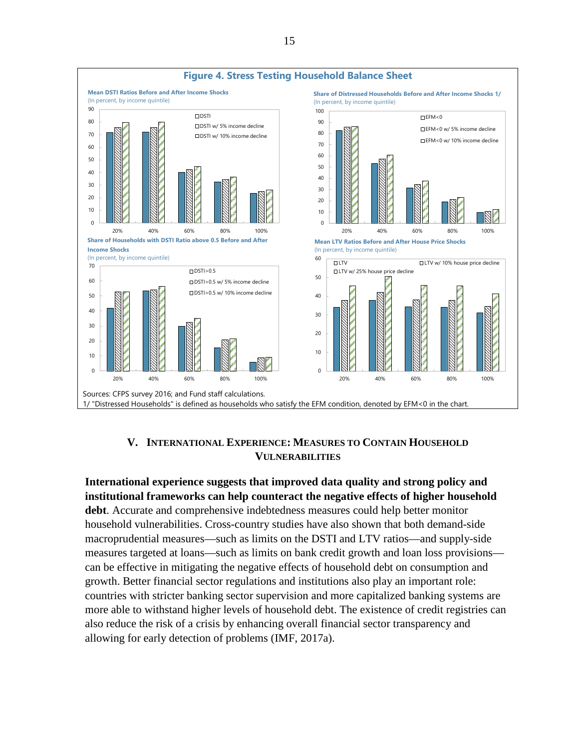**Figure 4. Stress Testing Household Balance Sheet**

**Mean DSTI Ratios Before and After Income Shocks**
(In percent, by income quintile)

**Share of Distressed Households Before and After Income Shocks 1/**
(In percent, by income quintile)

**Share of Households with DSTI Ratio above 0.5 Before and After Income Shocks**
(In percent, by income quintile)

**Mean LTV Ratios Before and After House Price Shocks**
(In percent, by income quintile)

Sources: CFPS survey 2016; and Fund staff calculations.
1/ "Distressed Households" is defined as households who satisfy the EFM condition, denoted by EFM<0 in the chart.

## V. International Experience: Measures to Contain Household Vulnerabilities

**International experience suggests that improved data quality and strong policy and institutional frameworks can help counteract the negative effects of higher household debt**. Accurate and comprehensive indebtedness measures could help better monitor household vulnerabilities. Cross-country studies have also shown that both demand-side macroprudential measures—such as limits on the DSTI and LTV ratios—and supply-side measures targeted at loans—such as limits on bank credit growth and loan loss provisions—can be effective in mitigating the negative effects of household debt on consumption and growth. Better financial sector regulations and institutions also play an important role: countries with stricter banking sector supervision and more capitalized banking systems are more able to withstand higher levels of household debt. The existence of credit registries can also reduce the risk of a crisis by enhancing overall financial sector transparency and allowing for early detection of problems (IMF, 2017a).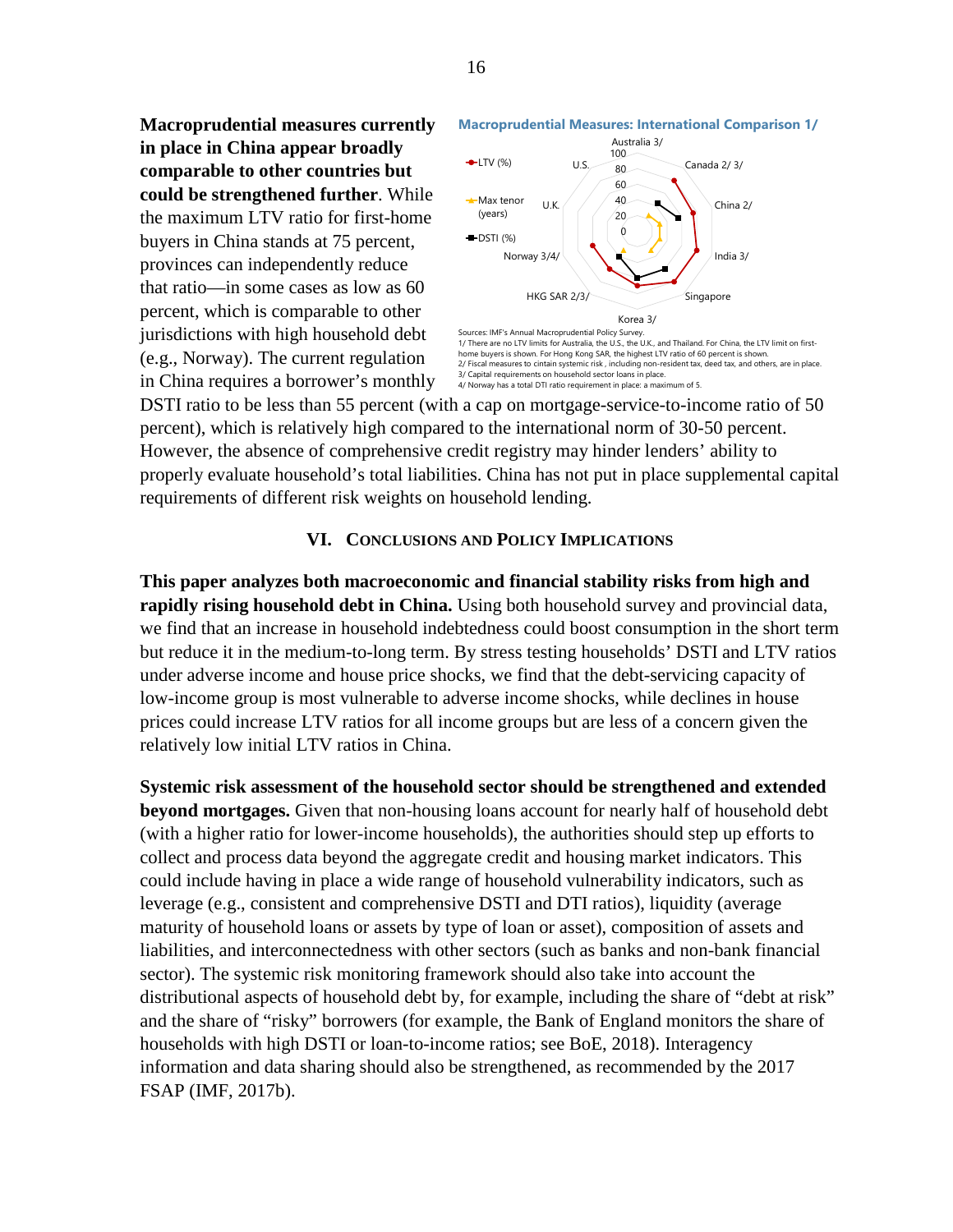**Macroprudential measures currently in place in China appear broadly comparable to other countries but could be strengthened further**. While the maximum LTV ratio for first-home buyers in China stands at 75 percent, provinces can independently reduce that ratio—in some cases as low as 60 percent, which is comparable to other jurisdictions with high household debt (e.g., Norway). The current regulation in China requires a borrower's monthly DSTI ratio to be less than 55 percent (with a cap on mortgage-service-to-income ratio of 50 percent), which is relatively high compared to the international norm of 30-50 percent. However, the absence of comprehensive credit registry may hinder lenders' ability to properly evaluate household's total liabilities. China has not put in place supplemental capital requirements of different risk weights on household lending.

**Macroprudential Measures: International Comparison 1/**

Sources: IMF's Annual Macroprudential Policy Survey.

1/ There are no LTV limits for Australia, the U.S., the U.K., and Thailand. For China, the LTV limit on first-home buyers is shown. For Hong Kong SAR, the highest LTV ratio of 60 percent is shown.

2/ Fiscal measures to contain systemic risk , including non-resident tax, deed tax, and others, are in place.

3/ Capital requirements on household sector loans in place.

4/ Norway has a total DTI ratio requirement in place: a maximum of 5.

## VI. Conclusions and Policy Implications

**This paper analyzes both macroeconomic and financial stability risks from high and rapidly rising household debt in China.** Using both household survey and provincial data, we find that an increase in household indebtedness could boost consumption in the short term but reduce it in the medium-to-long term. By stress testing households' DSTI and LTV ratios under adverse income and house price shocks, we find that the debt-servicing capacity of low-income group is most vulnerable to adverse income shocks, while declines in house prices could increase LTV ratios for all income groups but are less of a concern given the relatively low initial LTV ratios in China.

**Systemic risk assessment of the household sector should be strengthened and extended beyond mortgages.** Given that non-housing loans account for nearly half of household debt (with a higher ratio for lower-income households), the authorities should step up efforts to collect and process data beyond the aggregate credit and housing market indicators. This could include having in place a wide range of household vulnerability indicators, such as leverage (e.g., consistent and comprehensive DSTI and DTI ratios), liquidity (average maturity of household loans or assets by type of loan or asset), composition of assets and liabilities, and interconnectedness with other sectors (such as banks and non-bank financial sector). The systemic risk monitoring framework should also take into account the distributional aspects of household debt by, for example, including the share of "debt at risk" and the share of "risky" borrowers (for example, the Bank of England monitors the share of households with high DSTI or loan-to-income ratios; see BoE, 2018). Interagency information and data sharing should also be strengthened, as recommended by the 2017 FSAP (IMF, 2017b).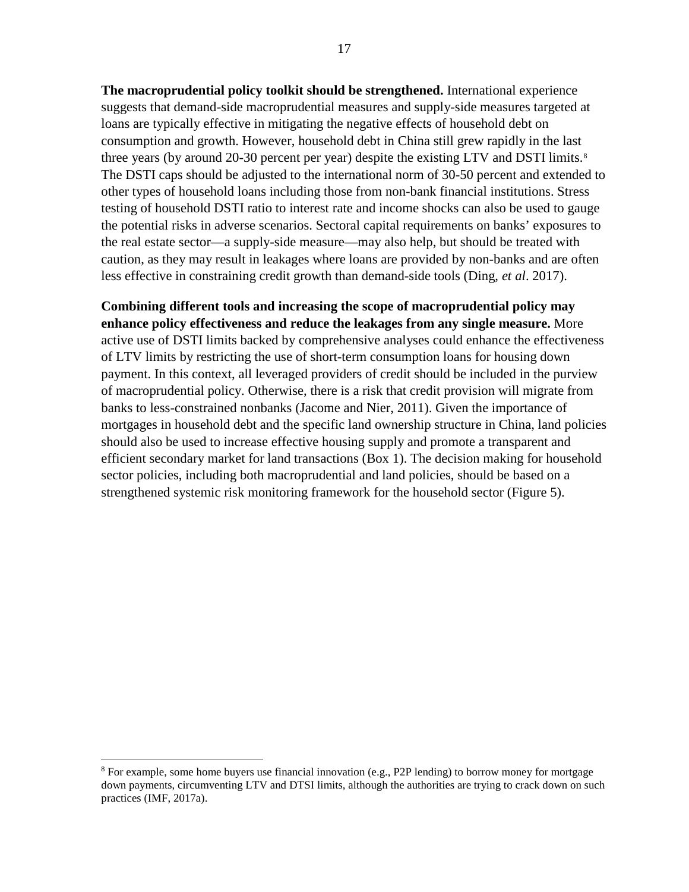**The macroprudential policy toolkit should be strengthened.** International experience suggests that demand-side macroprudential measures and supply-side measures targeted at loans are typically effective in mitigating the negative effects of household debt on consumption and growth. However, household debt in China still grew rapidly in the last three years (by around 20-30 percent per year) despite the existing LTV and DSTI limits.[8] The DSTI caps should be adjusted to the international norm of 30-50 percent and extended to other types of household loans including those from non-bank financial institutions. Stress testing of household DSTI ratio to interest rate and income shocks can also be used to gauge the potential risks in adverse scenarios. Sectoral capital requirements on banks' exposures to the real estate sector—a supply-side measure—may also help, but should be treated with caution, as they may result in leakages where loans are provided by non-banks and are often less effective in constraining credit growth than demand-side tools (Ding, *et al*. 2017).

**Combining different tools and increasing the scope of macroprudential policy may enhance policy effectiveness and reduce the leakages from any single measure.** More active use of DSTI limits backed by comprehensive analyses could enhance the effectiveness of LTV limits by restricting the use of short-term consumption loans for housing down payment. In this context, all leveraged providers of credit should be included in the purview of macroprudential policy. Otherwise, there is a risk that credit provision will migrate from banks to less-constrained nonbanks (Jacome and Nier, 2011). Given the importance of mortgages in household debt and the specific land ownership structure in China, land policies should also be used to increase effective housing supply and promote a transparent and efficient secondary market for land transactions (Box 1). The decision making for household sector policies, including both macroprudential and land policies, should be based on a strengthened systemic risk monitoring framework for the household sector (Figure 5).

---

[8] For example, some home buyers use financial innovation (e.g., P2P lending) to borrow money for mortgage down payments, circumventing LTV and DTSI limits, although the authorities are trying to crack down on such practices (IMF, 2017a).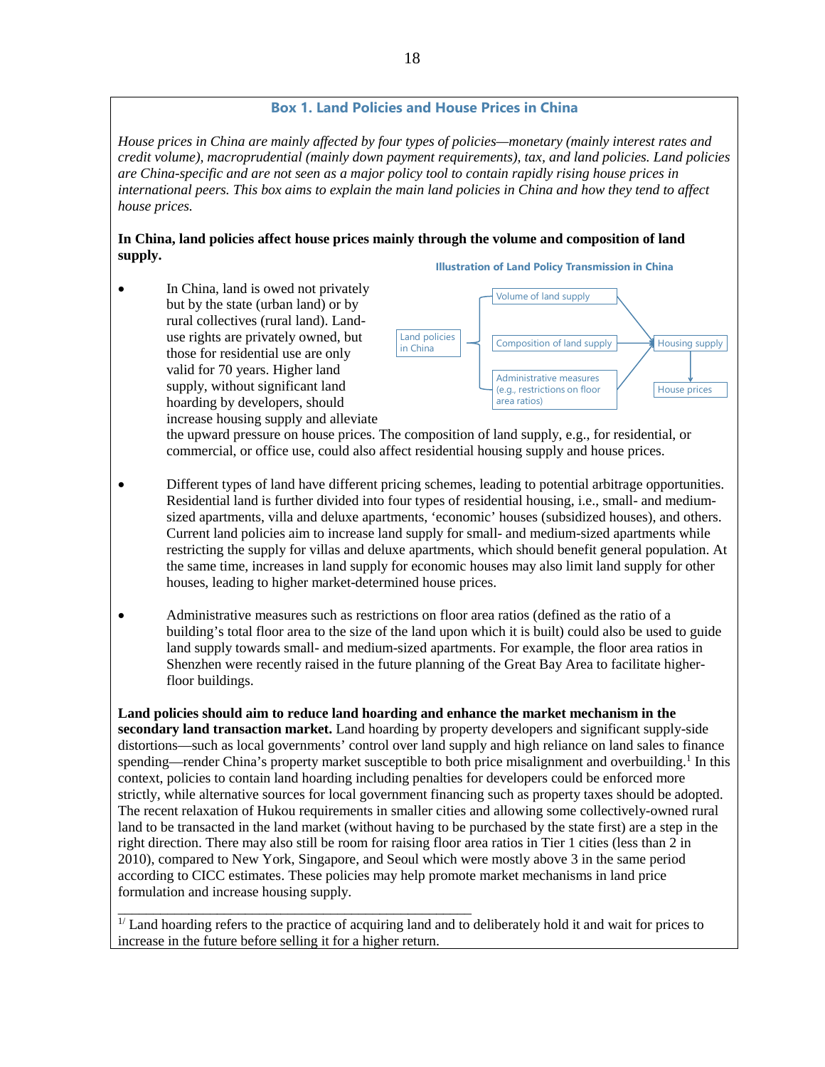## Box 1. Land Policies and House Prices in China

*House prices in China are mainly affected by four types of policies—monetary (mainly interest rates and credit volume), macroprudential (mainly down payment requirements), tax, and land policies. Land policies are China-specific and are not seen as a major policy tool to contain rapidly rising house prices in international peers. This box aims to explain the main land policies in China and how they tend to affect house prices.*

**In China, land policies affect house prices mainly through the volume and composition of land supply.**

**Illustration of Land Policy Transmission in China**

- Land policies in China → Volume of land supply → Housing supply
- Land policies in China → Composition of land supply → Housing supply
- Land policies in China → Administrative measures (e.g., restrictions on floor area ratios) → Housing supply
- Housing supply → House prices

- In China, land is owed not privately but by the state (urban land) or by rural collectives (rural land). Land-use rights are privately owned, but those for residential use are only valid for 70 years. Higher land supply, without significant land hoarding by developers, should increase housing supply and alleviate the upward pressure on house prices. The composition of land supply, e.g., for residential, or commercial, or office use, could also affect residential housing supply and house prices.

- Different types of land have different pricing schemes, leading to potential arbitrage opportunities. Residential land is further divided into four types of residential housing, i.e., small- and medium-sized apartments, villa and deluxe apartments, 'economic' houses (subsidized houses), and others. Current land policies aim to increase land supply for small- and medium-sized apartments while restricting the supply for villas and deluxe apartments, which should benefit general population. At the same time, increases in land supply for economic houses may also limit land supply for other houses, leading to higher market-determined house prices.

- Administrative measures such as restrictions on floor area ratios (defined as the ratio of a building's total floor area to the size of the land upon which it is built) could also be used to guide land supply towards small- and medium-sized apartments. For example, the floor area ratios in Shenzhen were recently raised in the future planning of the Great Bay Area to facilitate higher-floor buildings.

**Land policies should aim to reduce land hoarding and enhance the market mechanism in the secondary land transaction market.** Land hoarding by property developers and significant supply-side distortions—such as local governments' control over land supply and high reliance on land sales to finance spending—render China's property market susceptible to both price misalignment and overbuilding.[1] In this context, policies to contain land hoarding including penalties for developers could be enforced more strictly, while alternative sources for local government financing such as property taxes should be adopted. The recent relaxation of Hukou requirements in smaller cities and allowing some collectively-owned rural land to be transacted in the land market (without having to be purchased by the state first) are a step in the right direction. There may also still be room for raising floor area ratios in Tier 1 cities (less than 2 in 2010), compared to New York, Singapore, and Seoul which were mostly above 3 in the same period according to CICC estimates. These policies may help promote market mechanisms in land price formulation and increase housing supply.

---

[1/] Land hoarding refers to the practice of acquiring land and to deliberately hold it and wait for prices to increase in the future before selling it for a higher return.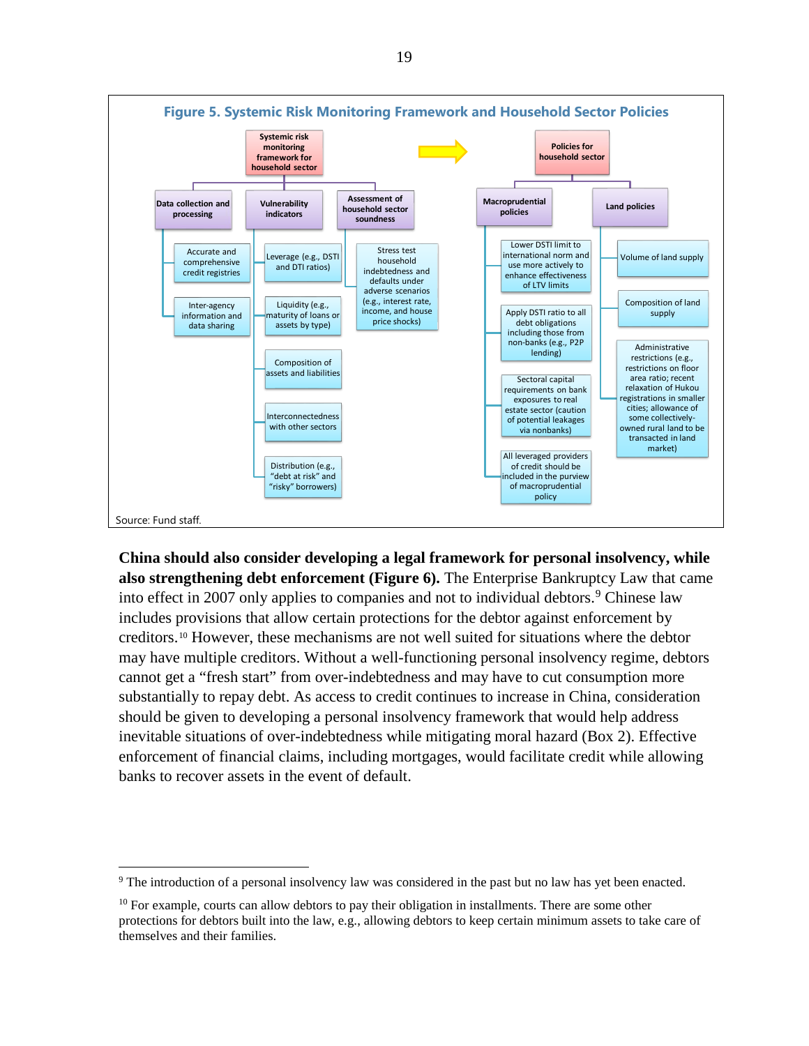**Figure 5. Systemic Risk Monitoring Framework and Household Sector Policies**

**Systemic risk monitoring framework for household sector**

- **Data collection and processing**
  - Accurate and comprehensive credit registries
  - Inter-agency information and data sharing
- **Vulnerability indicators**
  - Leverage (e.g., DSTI and DTI ratios)
  - Liquidity (e.g., maturity of loans or assets by type)
  - Composition of assets and liabilities
  - Interconnectedness with other sectors
  - Distribution (e.g., "debt at risk" and "risky" borrowers)
- **Assessment of household sector soundness**
  - Stress test household indebtedness and defaults under adverse scenarios (e.g., interest rate, income, and house price shocks)

**Policies for household sector**

- **Macroprudential policies**
  - Lower DSTI limit to international norm and use more actively to enhance effectiveness of LTV limits
  - Apply DSTI ratio to all debt obligations including those from non-banks (e.g., P2P lending)
  - Sectoral capital requirements on bank exposures to real estate sector (caution of potential leakages via nonbanks)
  - All leveraged providers of credit should be included in the purview of macroprudential policy
- **Land policies**
  - Volume of land supply
  - Composition of land supply
  - Administrative restrictions (e.g., restrictions on floor area ratio; recent relaxation of Hukou registrations in smaller cities; allowance of some collectively-owned rural land to be transacted in land market)

Source: Fund staff.

**China should also consider developing a legal framework for personal insolvency, while also strengthening debt enforcement (Figure 6).** The Enterprise Bankruptcy Law that came into effect in 2007 only applies to companies and not to individual debtors.[9] Chinese law includes provisions that allow certain protections for the debtor against enforcement by creditors.[10] However, these mechanisms are not well suited for situations where the debtor may have multiple creditors. Without a well-functioning personal insolvency regime, debtors cannot get a "fresh start" from over-indebtedness and may have to cut consumption more substantially to repay debt. As access to credit continues to increase in China, consideration should be given to developing a personal insolvency framework that would help address inevitable situations of over-indebtedness while mitigating moral hazard (Box 2). Effective enforcement of financial claims, including mortgages, would facilitate credit while allowing banks to recover assets in the event of default.

---

[9] The introduction of a personal insolvency law was considered in the past but no law has yet been enacted.

[10] For example, courts can allow debtors to pay their obligation in installments. There are some other protections for debtors built into the law, e.g., allowing debtors to keep certain minimum assets to take care of themselves and their families.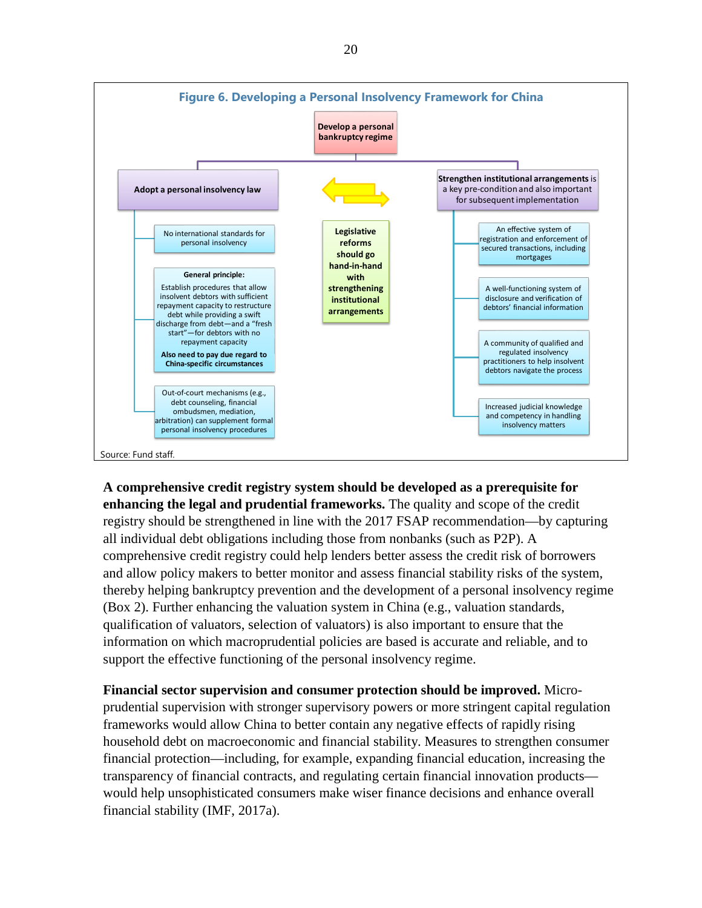**Figure 6. Developing a Personal Insolvency Framework for China**

**Develop a personal bankruptcy regime**

**Adopt a personal insolvency law**

- No international standards for personal insolvency
- **General principle:** Establish procedures that allow insolvent debtors with sufficient repayment capacity to restructure debt while providing a swift discharge from debt—and a "fresh start"—for debtors with no repayment capacity. **Also need to pay due regard to China-specific circumstances**
- Out-of-court mechanisms (e.g., debt counseling, financial ombudsmen, mediation, arbitration) can supplement formal personal insolvency procedures

**Legislative reforms should go hand-in-hand with strengthening institutional arrangements**

**Strengthen institutional arrangements** is a key pre-condition and also important for subsequent implementation

- An effective system of registration and enforcement of secured transactions, including mortgages
- A well-functioning system of disclosure and verification of debtors' financial information
- A community of qualified and regulated insolvency practitioners to help insolvent debtors navigate the process
- Increased judicial knowledge and competency in handling insolvency matters

Source: Fund staff.

**A comprehensive credit registry system should be developed as a prerequisite for enhancing the legal and prudential frameworks.** The quality and scope of the credit registry should be strengthened in line with the 2017 FSAP recommendation—by capturing all individual debt obligations including those from nonbanks (such as P2P). A comprehensive credit registry could help lenders better assess the credit risk of borrowers and allow policy makers to better monitor and assess financial stability risks of the system, thereby helping bankruptcy prevention and the development of a personal insolvency regime (Box 2). Further enhancing the valuation system in China (e.g., valuation standards, qualification of valuators, selection of valuators) is also important to ensure that the information on which macroprudential policies are based is accurate and reliable, and to support the effective functioning of the personal insolvency regime.

**Financial sector supervision and consumer protection should be improved.** Micro-prudential supervision with stronger supervisory powers or more stringent capital regulation frameworks would allow China to better contain any negative effects of rapidly rising household debt on macroeconomic and financial stability. Measures to strengthen consumer financial protection—including, for example, expanding financial education, increasing the transparency of financial contracts, and regulating certain financial innovation products—would help unsophisticated consumers make wiser finance decisions and enhance overall financial stability (IMF, 2017a).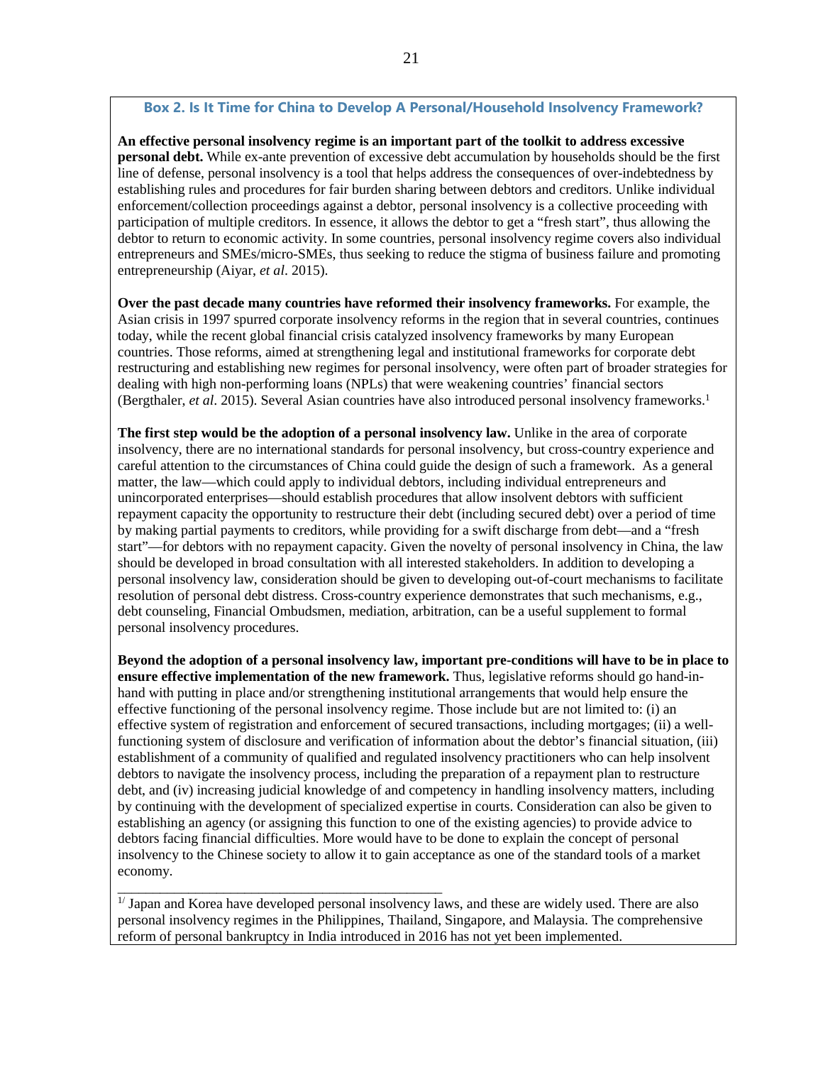### Box 2. Is It Time for China to Develop A Personal/Household Insolvency Framework?

**An effective personal insolvency regime is an important part of the toolkit to address excessive personal debt.** While ex-ante prevention of excessive debt accumulation by households should be the first line of defense, personal insolvency is a tool that helps address the consequences of over-indebtedness by establishing rules and procedures for fair burden sharing between debtors and creditors. Unlike individual enforcement/collection proceedings against a debtor, personal insolvency is a collective proceeding with participation of multiple creditors. In essence, it allows the debtor to get a "fresh start", thus allowing the debtor to return to economic activity. In some countries, personal insolvency regime covers also individual entrepreneurs and SMEs/micro-SMEs, thus seeking to reduce the stigma of business failure and promoting entrepreneurship (Aiyar, *et al*. 2015).

**Over the past decade many countries have reformed their insolvency frameworks.** For example, the Asian crisis in 1997 spurred corporate insolvency reforms in the region that in several countries, continues today, while the recent global financial crisis catalyzed insolvency frameworks by many European countries. Those reforms, aimed at strengthening legal and institutional frameworks for corporate debt restructuring and establishing new regimes for personal insolvency, were often part of broader strategies for dealing with high non-performing loans (NPLs) that were weakening countries' financial sectors (Bergthaler, *et al*. 2015). Several Asian countries have also introduced personal insolvency frameworks.[1]

**The first step would be the adoption of a personal insolvency law.** Unlike in the area of corporate insolvency, there are no international standards for personal insolvency, but cross-country experience and careful attention to the circumstances of China could guide the design of such a framework. As a general matter, the law—which could apply to individual debtors, including individual entrepreneurs and unincorporated enterprises—should establish procedures that allow insolvent debtors with sufficient repayment capacity the opportunity to restructure their debt (including secured debt) over a period of time by making partial payments to creditors, while providing for a swift discharge from debt—and a "fresh start"—for debtors with no repayment capacity. Given the novelty of personal insolvency in China, the law should be developed in broad consultation with all interested stakeholders. In addition to developing a personal insolvency law, consideration should be given to developing out-of-court mechanisms to facilitate resolution of personal debt distress. Cross-country experience demonstrates that such mechanisms, e.g., debt counseling, Financial Ombudsmen, mediation, arbitration, can be a useful supplement to formal personal insolvency procedures.

**Beyond the adoption of a personal insolvency law, important pre-conditions will have to be in place to ensure effective implementation of the new framework.** Thus, legislative reforms should go hand-in-hand with putting in place and/or strengthening institutional arrangements that would help ensure the effective functioning of the personal insolvency regime. Those include but are not limited to: (i) an effective system of registration and enforcement of secured transactions, including mortgages; (ii) a well-functioning system of disclosure and verification of information about the debtor's financial situation, (iii) establishment of a community of qualified and regulated insolvency practitioners who can help insolvent debtors to navigate the insolvency process, including the preparation of a repayment plan to restructure debt, and (iv) increasing judicial knowledge of and competency in handling insolvency matters, including by continuing with the development of specialized expertise in courts. Consideration can also be given to establishing an agency (or assigning this function to one of the existing agencies) to provide advice to debtors facing financial difficulties. More would have to be done to explain the concept of personal insolvency to the Chinese society to allow it to gain acceptance as one of the standard tools of a market economy.

---

[1/] Japan and Korea have developed personal insolvency laws, and these are widely used. There are also personal insolvency regimes in the Philippines, Thailand, Singapore, and Malaysia. The comprehensive reform of personal bankruptcy in India introduced in 2016 has not yet been implemented.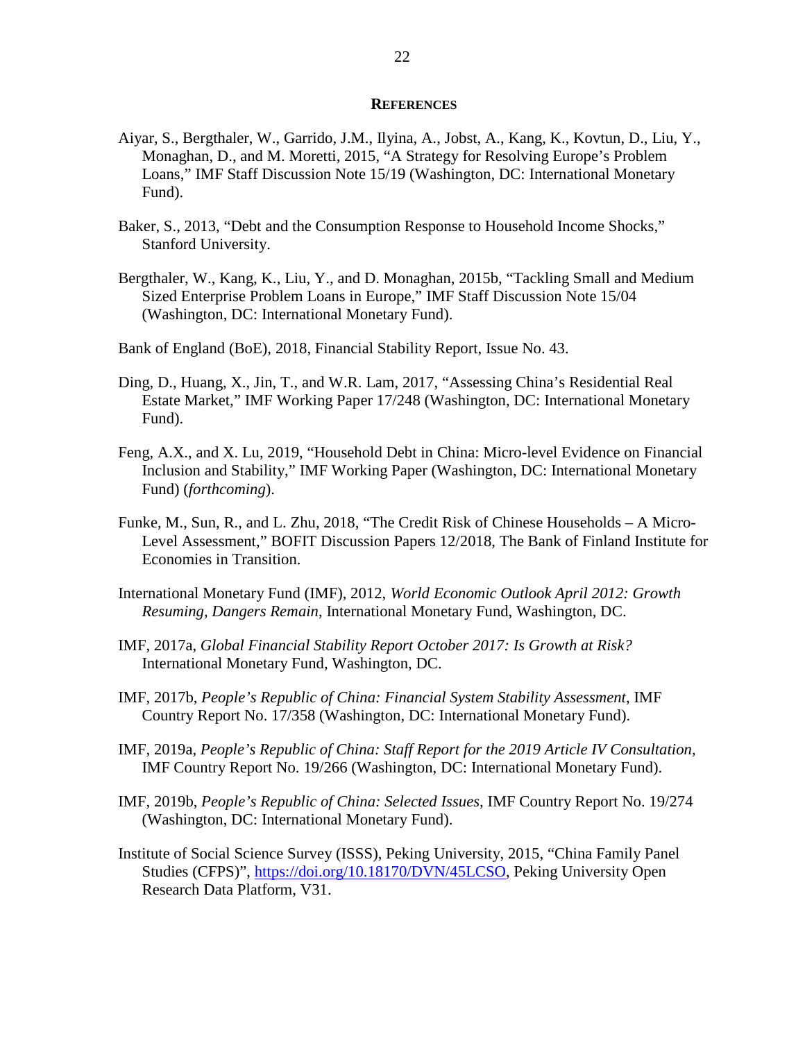## **References**

Aiyar, S., Bergthaler, W., Garrido, J.M., Ilyina, A., Jobst, A., Kang, K., Kovtun, D., Liu, Y., Monaghan, D., and M. Moretti, 2015, "A Strategy for Resolving Europe's Problem Loans," IMF Staff Discussion Note 15/19 (Washington, DC: International Monetary Fund).

Baker, S., 2013, "Debt and the Consumption Response to Household Income Shocks," Stanford University.

Bergthaler, W., Kang, K., Liu, Y., and D. Monaghan, 2015b, "Tackling Small and Medium Sized Enterprise Problem Loans in Europe," IMF Staff Discussion Note 15/04 (Washington, DC: International Monetary Fund).

Bank of England (BoE), 2018, Financial Stability Report, Issue No. 43.

Ding, D., Huang, X., Jin, T., and W.R. Lam, 2017, "Assessing China's Residential Real Estate Market," IMF Working Paper 17/248 (Washington, DC: International Monetary Fund).

Feng, A.X., and X. Lu, 2019, "Household Debt in China: Micro-level Evidence on Financial Inclusion and Stability," IMF Working Paper (Washington, DC: International Monetary Fund) (*forthcoming*).

Funke, M., Sun, R., and L. Zhu, 2018, "The Credit Risk of Chinese Households – A Micro-Level Assessment," BOFIT Discussion Papers 12/2018, The Bank of Finland Institute for Economies in Transition.

International Monetary Fund (IMF), 2012, *World Economic Outlook April 2012: Growth Resuming, Dangers Remain*, International Monetary Fund, Washington, DC.

IMF, 2017a, *Global Financial Stability Report October 2017: Is Growth at Risk?* International Monetary Fund, Washington, DC.

IMF, 2017b, *People's Republic of China: Financial System Stability Assessment*, IMF Country Report No. 17/358 (Washington, DC: International Monetary Fund).

IMF, 2019a, *People's Republic of China: Staff Report for the 2019 Article IV Consultation*, IMF Country Report No. 19/266 (Washington, DC: International Monetary Fund).

IMF, 2019b, *People's Republic of China: Selected Issues,* IMF Country Report No. 19/274 (Washington, DC: International Monetary Fund).

Institute of Social Science Survey (ISSS), Peking University, 2015, "China Family Panel Studies (CFPS)", https://doi.org/10.18170/DVN/45LCSO, Peking University Open Research Data Platform, V31.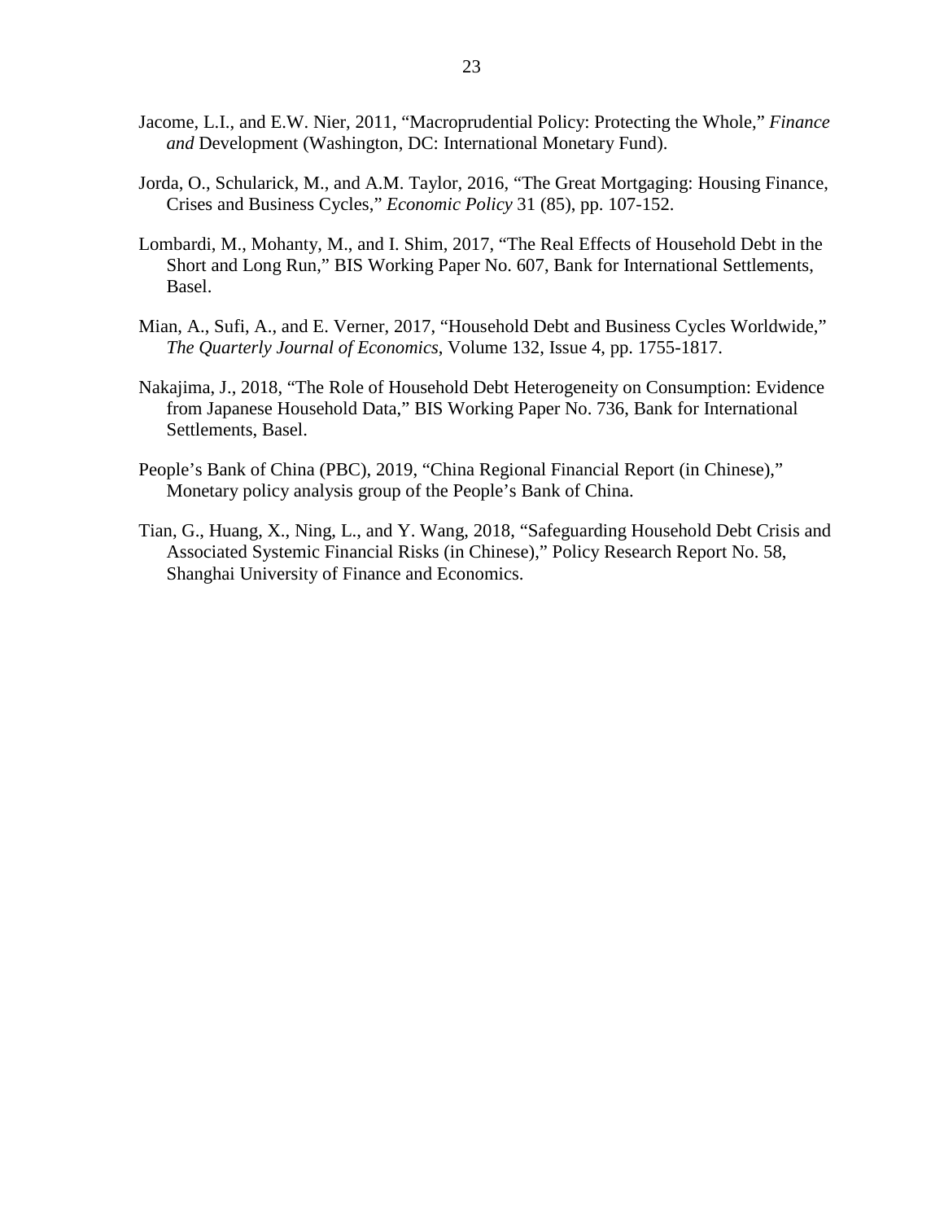Jacome, L.I., and E.W. Nier, 2011, "Macroprudential Policy: Protecting the Whole," *Finance and* Development (Washington, DC: International Monetary Fund).

Jorda, O., Schularick, M., and A.M. Taylor, 2016, "The Great Mortgaging: Housing Finance, Crises and Business Cycles," *Economic Policy* 31 (85), pp. 107-152.

Lombardi, M., Mohanty, M., and I. Shim, 2017, "The Real Effects of Household Debt in the Short and Long Run," BIS Working Paper No. 607, Bank for International Settlements, Basel.

Mian, A., Sufi, A., and E. Verner, 2017, "Household Debt and Business Cycles Worldwide," *The Quarterly Journal of Economics*, Volume 132, Issue 4, pp. 1755-1817.

Nakajima, J., 2018, "The Role of Household Debt Heterogeneity on Consumption: Evidence from Japanese Household Data," BIS Working Paper No. 736, Bank for International Settlements, Basel.

People's Bank of China (PBC), 2019, "China Regional Financial Report (in Chinese)," Monetary policy analysis group of the People's Bank of China.

Tian, G., Huang, X., Ning, L., and Y. Wang, 2018, "Safeguarding Household Debt Crisis and Associated Systemic Financial Risks (in Chinese)," Policy Research Report No. 58, Shanghai University of Finance and Economics.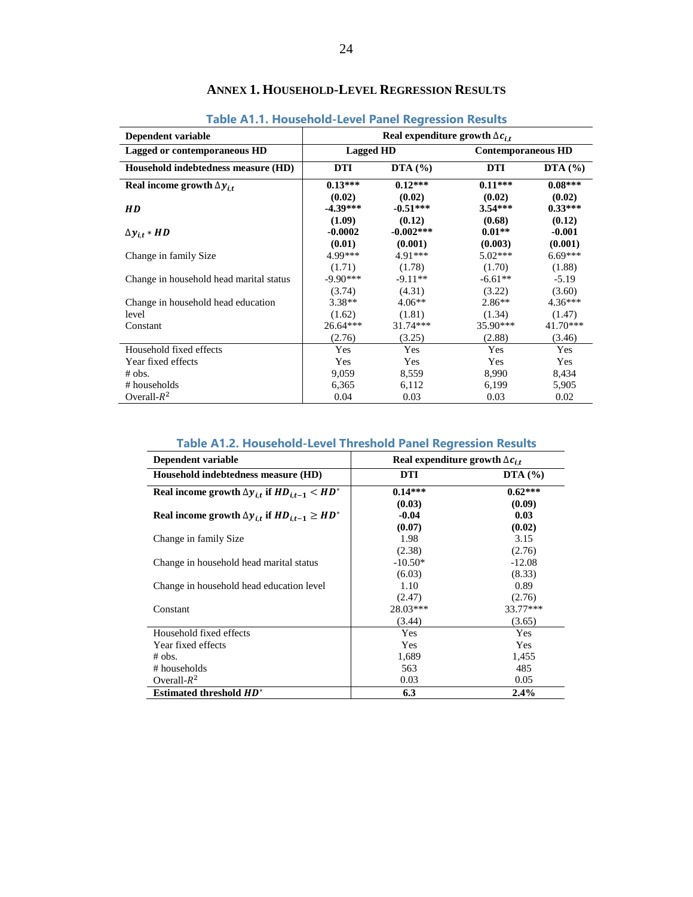# Annex 1. Household-Level Regression Results

**Table A1.1. Household-Level Panel Regression Results**

| **Dependent variable** | **Real expenditure growth $\Delta c_{i,t}$** | | | |
|---|---|---|---|---|
| **Lagged or contemporaneous HD** | **Lagged HD** | | **Contemporaneous HD** | |
| **Household indebtedness measure (HD)** | **DTI** | **DTA (%)** | **DTI** | **DTA (%)** |
| **Real income growth $\Delta y_{i,t}$** | **0.13\*\*\*** | **0.12\*\*\*** | **0.11\*\*\*** | **0.08\*\*\*** |
| | **(0.02)** | **(0.02)** | **(0.02)** | **(0.02)** |
| ***HD*** | **-4.39\*\*\*** | **-0.51\*\*\*** | **3.54\*\*\*** | **0.33\*\*\*** |
| | **(1.09)** | **(0.12)** | **(0.68)** | **(0.12)** |
| **$\Delta y_{i,t} * HD$** | **-0.0002** | **-0.002\*\*\*** | **0.01\*\*** | **-0.001** |
| | **(0.01)** | **(0.001)** | **(0.003)** | **(0.001)** |
| Change in family Size | 4.99\*\*\* | 4.91\*\*\* | 5.02\*\*\* | 6.69\*\*\* |
| | (1.71) | (1.78) | (1.70) | (1.88) |
| Change in household head marital status | -9.90\*\*\* | -9.11\*\* | -6.61\*\* | -5.19 |
| | (3.74) | (4.31) | (3.22) | (3.60) |
| Change in household head education level | 3.38\*\* | 4.06\*\* | 2.86\*\* | 4.36\*\*\* |
| | (1.62) | (1.81) | (1.34) | (1.47) |
| Constant | 26.64\*\*\* | 31.74\*\*\* | 35.90\*\*\* | 41.70\*\*\* |
| | (2.76) | (3.25) | (2.88) | (3.46) |
| Household fixed effects | Yes | Yes | Yes | Yes |
| Year fixed effects | Yes | Yes | Yes | Yes |
| # obs. | 9,059 | 8,559 | 8,990 | 8,434 |
| # households | 6,365 | 6,112 | 6,199 | 5,905 |
| Overall-$R^2$ | 0.04 | 0.03 | 0.03 | 0.02 |

**Table A1.2. Household-Level Threshold Panel Regression Results**

| **Dependent variable** | **Real expenditure growth $\Delta c_{i,t}$** | |
|---|---|---|
| **Household indebtedness measure (HD)** | **DTI** | **DTA (%)** |
| **Real income growth $\Delta y_{i,t}$ if $HD_{i,t-1} < HD^*$** | **0.14\*\*\*** | **0.62\*\*\*** |
| | **(0.03)** | **(0.09)** |
| **Real income growth $\Delta y_{i,t}$ if $HD_{i,t-1} \geq HD^*$** | **-0.04** | **0.03** |
| | **(0.07)** | **(0.02)** |
| Change in family Size | 1.98 | 3.15 |
| | (2.38) | (2.76) |
| Change in household head marital status | -10.50\* | -12.08 |
| | (6.03) | (8.33) |
| Change in household head education level | 1.10 | 0.89 |
| | (2.47) | (2.76) |
| Constant | 28.03\*\*\* | 33.77\*\*\* |
| | (3.44) | (3.65) |
| Household fixed effects | Yes | Yes |
| Year fixed effects | Yes | Yes |
| # obs. | 1,689 | 1,455 |
| # households | 563 | 485 |
| Overall-$R^2$ | 0.03 | 0.05 |
| **Estimated threshold $HD^*$** | **6.3** | **2.4%** |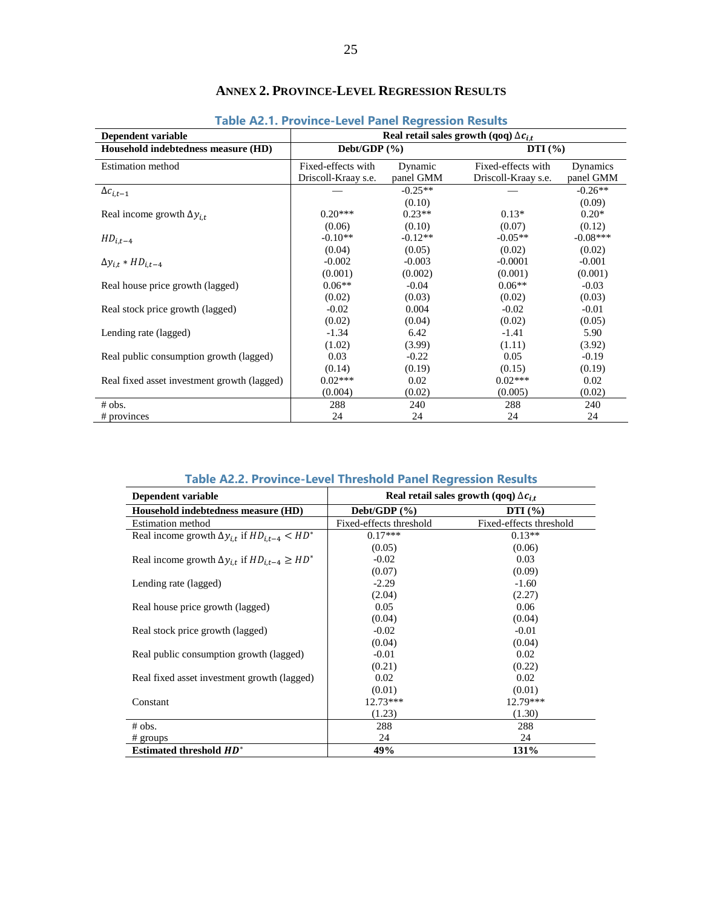# ANNEX 2. PROVINCE-LEVEL REGRESSION RESULTS

**Table A2.1. Province-Level Panel Regression Results**

| **Dependent variable** | **Real retail sales growth (qoq) $\Delta c_{i,t}$** | | | |
|---|---|---|---|---|
| **Household indebtedness measure (HD)** | **Debt/GDP (%)** | | **DTI (%)** | |
| Estimation method | Fixed-effects with Driscoll-Kraay s.e. | Dynamic panel GMM | Fixed-effects with Driscoll-Kraay s.e. | Dynamics panel GMM |
| $\Delta c_{i,t-1}$ | — | -0.25** | — | -0.26** |
| | | (0.10) | | (0.09) |
| Real income growth $\Delta y_{i,t}$ | 0.20*** | 0.23** | 0.13* | 0.20* |
| | (0.06) | (0.10) | (0.07) | (0.12) |
| $HD_{i,t-4}$ | -0.10** | -0.12** | -0.05** | -0.08*** |
| | (0.04) | (0.05) | (0.02) | (0.02) |
| $\Delta y_{i,t} * HD_{i,t-4}$ | -0.002 | -0.003 | -0.0001 | -0.001 |
| | (0.001) | (0.002) | (0.001) | (0.001) |
| Real house price growth (lagged) | 0.06** | -0.04 | 0.06** | -0.03 |
| | (0.02) | (0.03) | (0.02) | (0.03) |
| Real stock price growth (lagged) | -0.02 | 0.004 | -0.02 | -0.01 |
| | (0.02) | (0.04) | (0.02) | (0.05) |
| Lending rate (lagged) | -1.34 | 6.42 | -1.41 | 5.90 |
| | (1.02) | (3.99) | (1.11) | (3.92) |
| Real public consumption growth (lagged) | 0.03 | -0.22 | 0.05 | -0.19 |
| | (0.14) | (0.19) | (0.15) | (0.19) |
| Real fixed asset investment growth (lagged) | 0.02*** | 0.02 | 0.02*** | 0.02 |
| | (0.004) | (0.02) | (0.005) | (0.02) |
| # obs. | 288 | 240 | 288 | 240 |
| # provinces | 24 | 24 | 24 | 24 |

**Table A2.2. Province-Level Threshold Panel Regression Results**

| **Dependent variable** | **Real retail sales growth (qoq) $\Delta c_{i,t}$** | |
|---|---|---|
| **Household indebtedness measure (HD)** | **Debt/GDP (%)** | **DTI (%)** |
| Estimation method | Fixed-effects threshold | Fixed-effects threshold |
| Real income growth $\Delta y_{i,t}$ if $HD_{i,t-4} < HD^{*}$ | 0.17*** | 0.13** |
| | (0.05) | (0.06) |
| Real income growth $\Delta y_{i,t}$ if $HD_{i,t-4} \geq HD^{*}$ | -0.02 | 0.03 |
| | (0.07) | (0.09) |
| Lending rate (lagged) | -2.29 | -1.60 |
| | (2.04) | (2.27) |
| Real house price growth (lagged) | 0.05 | 0.06 |
| | (0.04) | (0.04) |
| Real stock price growth (lagged) | -0.02 | -0.01 |
| | (0.04) | (0.04) |
| Real public consumption growth (lagged) | -0.01 | 0.02 |
| | (0.21) | (0.22) |
| Real fixed asset investment growth (lagged) | 0.02 | 0.02 |
| | (0.01) | (0.01) |
| Constant | 12.73*** | 12.79*** |
| | (1.23) | (1.30) |
| # obs. | 288 | 288 |
| # groups | 24 | 24 |
| **Estimated threshold $HD^{*}$** | **49%** | **131%** |